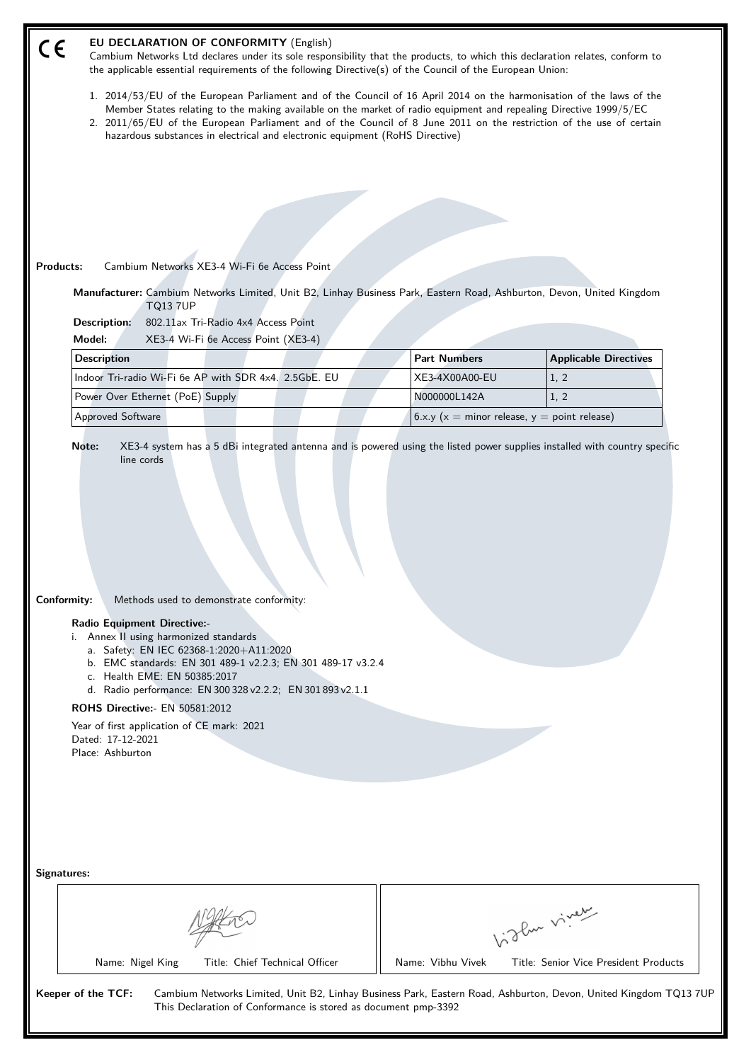CE

# EU DECLARATION OF CONFORMITY (English)

Cambium Networks Ltd declares under its sole responsibility that the products, to which this declaration relates, conform to the applicable essential requirements of the following Directive(s) of the Council of the European Union:

1. 2014/53/EU of the European Parliament and of the Council of 16 April 2014 on the harmonisation of the laws of the Member States relating to the making available on the market of radio equipment and repealing Directive 1999/5/EC
2. 2011/65/EU of the European Parliament and of the Council of 8 June 2011 on the restriction of the use of certain hazardous substances in electrical and electronic equipment (RoHS Directive)

**Products:** Cambium Networks XE3-4 Wi-Fi 6e Access Point

**Manufacturer:** Cambium Networks Limited, Unit B2, Linhay Business Park, Eastern Road, Ashburton, Devon, United Kingdom TQ13 7UP

**Description:** 802.11ax Tri-Radio 4x4 Access Point

**Model:** XE3-4 Wi-Fi 6e Access Point (XE3-4)

| Description | Part Numbers | Applicable Directives |
|---|---|---|
| Indoor Tri-radio Wi-Fi 6e AP with SDR 4x4. 2.5GbE. EU | XE3-4X00A00-EU | 1, 2 |
| Power Over Ethernet (PoE) Supply | N000000L142A | 1, 2 |
| Approved Software | 6.x.y (x = minor release, y = point release) | |

**Note:** XE3-4 system has a 5 dBi integrated antenna and is powered using the listed power supplies installed with country specific line cords

**Conformity:** Methods used to demonstrate conformity:

**Radio Equipment Directive:-**

i. Annex II using harmonized standards
   a. Safety: EN IEC 62368-1:2020+A11:2020
   b. EMC standards: EN 301 489-1 v2.2.3; EN 301 489-17 v3.2.4
   c. Health EME: EN 50385:2017
   d. Radio performance: EN 300 328 v2.2.2; EN 301 893 v2.1.1

**ROHS Directive:-** EN 50581:2012

Year of first application of CE mark: 2021

Dated: 17-12-2021

Place: Ashburton

**Signatures:**

| Name: Nigel King Title: Chief Technical Officer | Name: Vibhu Vivek Title: Senior Vice President Products |
|---|---|

**Keeper of the TCF:** Cambium Networks Limited, Unit B2, Linhay Business Park, Eastern Road, Ashburton, Devon, United Kingdom TQ13 7UP
This Declaration of Conformance is stored as document pmp-3392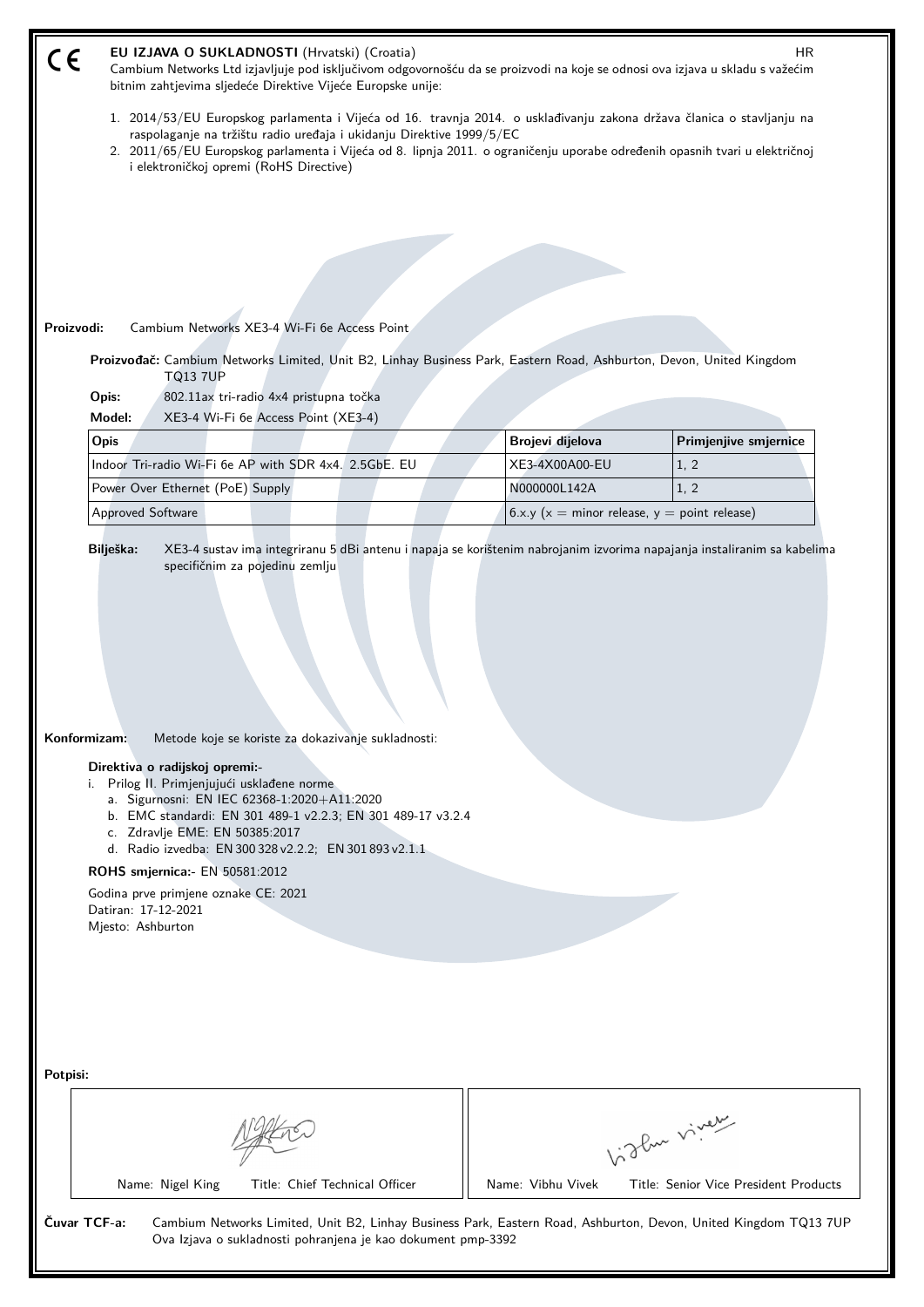CE

# EU IZJAVA O SUKLADNOSTI (Hrvatski) (Croatia)

HR

Cambium Networks Ltd izjavljuje pod isključivom odgovornošću da se proizvodi na koje se odnosi ova izjava u skladu s važećim bitnim zahtjevima sljedeće Direktive Vijeće Europske unije:

1. 2014/53/EU Europskog parlamenta i Vijeća od 16. travnja 2014. o usklađivanju zakona država članica o stavljanju na raspolaganje na tržištu radio uređaja i ukidanju Direktive 1999/5/EC
2. 2011/65/EU Europskog parlamenta i Vijeća od 8. lipnja 2011. o ograničenju uporabe određenih opasnih tvari u električnoj i elektroničkoj opremi (RoHS Directive)

**Proizvodi:** Cambium Networks XE3-4 Wi-Fi 6e Access Point

**Proizvođač:** Cambium Networks Limited, Unit B2, Linhay Business Park, Eastern Road, Ashburton, Devon, United Kingdom TQ13 7UP

**Opis:** 802.11ax tri-radio 4x4 pristupna točka

**Model:** XE3-4 Wi-Fi 6e Access Point (XE3-4)

| Opis | Brojevi dijelova | Primjenjive smjernice |
|---|---|---|
| Indoor Tri-radio Wi-Fi 6e AP with SDR 4x4. 2.5GbE. EU | XE3-4X00A00-EU | 1, 2 |
| Power Over Ethernet (PoE) Supply | N000000L142A | 1, 2 |
| Approved Software | 6.x.y (x = minor release, y = point release) | |

**Bilješka:** XE3-4 sustav ima integriranu 5 dBi antenu i napaja se korištenim nabrojanim izvorima napajanja instaliranim sa kabelima specifičnim za pojedinu zemlju

**Konformizam:** Metode koje se koriste za dokazivanje sukladnosti:

**Direktiva o radijskoj opremi:-**

i. Prilog II. Primjenjujući usklađene norme
   a. Sigurnosni: EN IEC 62368-1:2020+A11:2020
   b. EMC standardi: EN 301 489-1 v2.2.3; EN 301 489-17 v3.2.4
   c. Zdravlje EME: EN 50385:2017
   d. Radio izvedba: EN 300 328 v2.2.2; EN 301 893 v2.1.1

**ROHS smjernica:-** EN 50581:2012

Godina prve primjene oznake CE: 2021
Datiran: 17-12-2021
Mjesto: Ashburton

**Potpisi:**

| Name: Nigel King Title: Chief Technical Officer | Name: Vibhu Vivek Title: Senior Vice President Products |
|---|---|

**Čuvar TCF-a:** Cambium Networks Limited, Unit B2, Linhay Business Park, Eastern Road, Ashburton, Devon, United Kingdom TQ13 7UP
Ova Izjava o sukladnosti pohranjena je kao dokument pmp-3392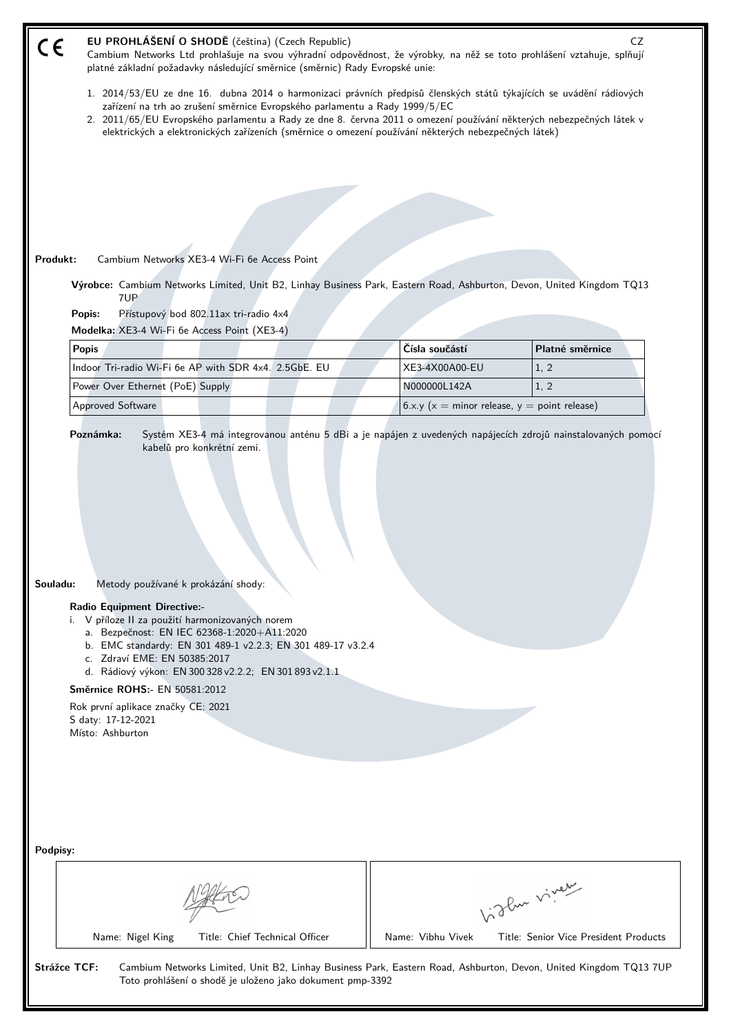CE **EU PROHLÁŠENÍ O SHODĚ** (čeština) (Czech Republic) CZ

Cambium Networks Ltd prohlašuje na svou výhradní odpovědnost, že výrobky, na něž se toto prohlášení vztahuje, splňují platné základní požadavky následující směrnice (směrnic) Rady Evropské unie:

1. 2014/53/EU ze dne 16. dubna 2014 o harmonizaci právních předpisů členských států týkajících se uvádění rádiových zařízení na trh ao zrušení směrnice Evropského parlamentu a Rady 1999/5/EC
2. 2011/65/EU Evropského parlamentu a Rady ze dne 8. června 2011 o omezení používání některých nebezpečných látek v elektrických a elektronických zařízeních (směrnice o omezení používání některých nebezpečných látek)

**Produkt:** Cambium Networks XE3-4 Wi-Fi 6e Access Point

**Výrobce:** Cambium Networks Limited, Unit B2, Linhay Business Park, Eastern Road, Ashburton, Devon, United Kingdom TQ13 7UP

**Popis:** Přístupový bod 802.11ax tri-radio 4x4

**Modelka:** XE3-4 Wi-Fi 6e Access Point (XE3-4)

| Popis | Čísla součástí | Platné směrnice |
|---|---|---|
| Indoor Tri-radio Wi-Fi 6e AP with SDR 4x4. 2.5GbE. EU | XE3-4X00A00-EU | 1, 2 |
| Power Over Ethernet (PoE) Supply | N000000L142A | 1, 2 |
| Approved Software | 6.x.y (x = minor release, y = point release) | |

**Poznámka:** Systém XE3-4 má integrovanou anténu 5 dBi a je napájen z uvedených napájecích zdrojů nainstalovaných pomocí kabelů pro konkrétní zemi.

**Souladu:** Metody používané k prokázání shody:

**Radio Equipment Directive:-**

i. V příloze II za použití harmonizovaných norem
   a. Bezpečnost: EN IEC 62368-1:2020+A11:2020
   b. EMC standardy: EN 301 489-1 v2.2.3; EN 301 489-17 v3.2.4
   c. Zdraví EME: EN 50385:2017
   d. Rádiový výkon: EN 300 328 v2.2.2; EN 301 893 v2.1.1

**Směrnice ROHS:-** EN 50581:2012

Rok první aplikace značky CE: 2021

S daty: 17-12-2021

Místo: Ashburton

**Podpisy:**

| Name: Nigel King Title: Chief Technical Officer | Name: Vibhu Vivek Title: Senior Vice President Products |
|---|---|

**Strážce TCF:** Cambium Networks Limited, Unit B2, Linhay Business Park, Eastern Road, Ashburton, Devon, United Kingdom TQ13 7UP
Toto prohlášení o shodě je uloženo jako dokument pmp-3392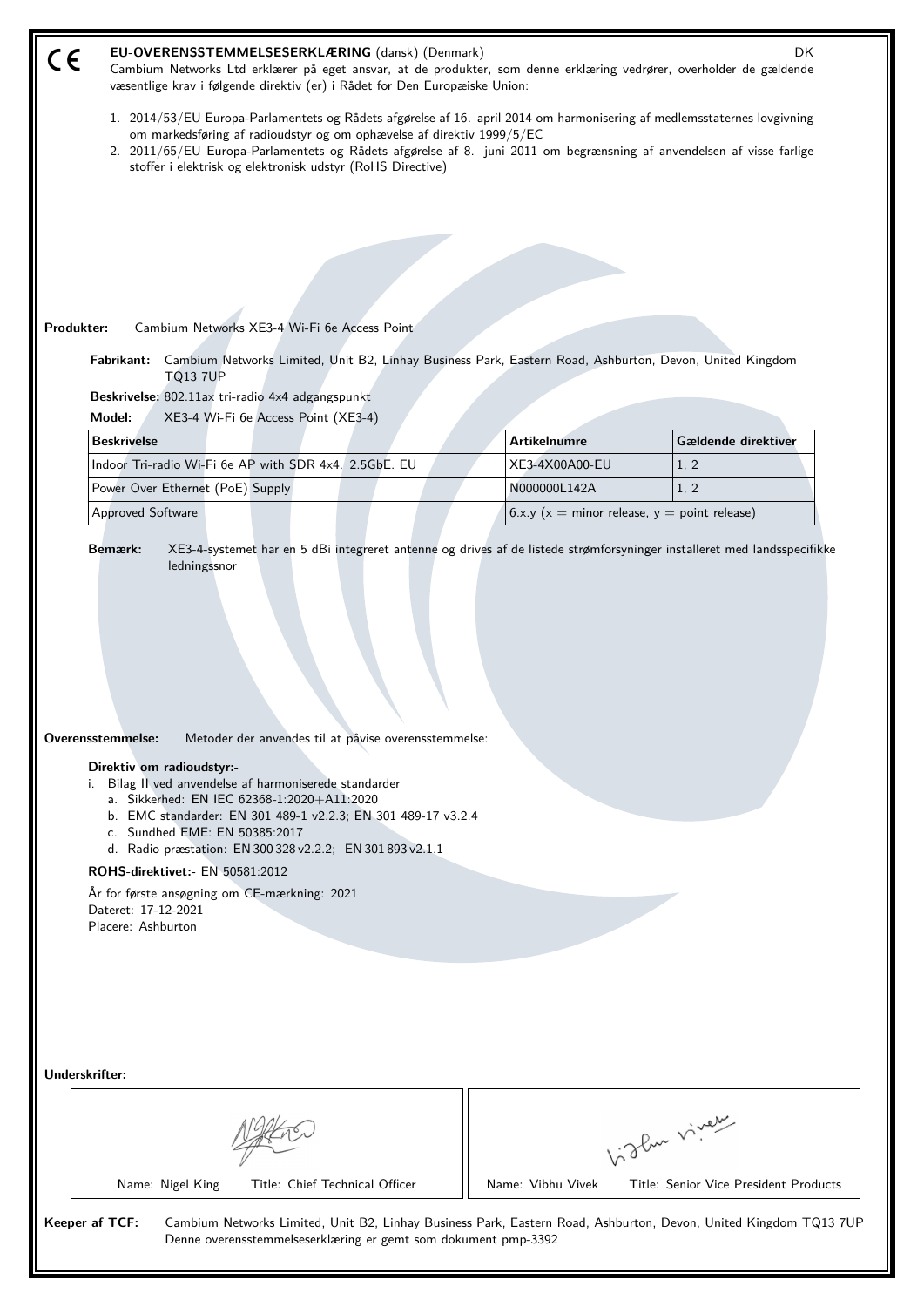CE

**EU-OVERENSSTEMMELSESERKLÆRING** (dansk) (Denmark) DK

Cambium Networks Ltd erklærer på eget ansvar, at de produkter, som denne erklæring vedrører, overholder de gældende væsentlige krav i følgende direktiv (er) i Rådet for Den Europæiske Union:

1. 2014/53/EU Europa-Parlamentets og Rådets afgørelse af 16. april 2014 om harmonisering af medlemsstaternes lovgivning om markedsføring af radioudstyr og om ophævelse af direktiv 1999/5/EC
2. 2011/65/EU Europa-Parlamentets og Rådets afgørelse af 8. juni 2011 om begrænsning af anvendelsen af visse farlige stoffer i elektrisk og elektronisk udstyr (RoHS Directive)

**Produkter:** Cambium Networks XE3-4 Wi-Fi 6e Access Point

**Fabrikant:** Cambium Networks Limited, Unit B2, Linhay Business Park, Eastern Road, Ashburton, Devon, United Kingdom TQ13 7UP

**Beskrivelse:** 802.11ax tri-radio 4x4 adgangspunkt

**Model:** XE3-4 Wi-Fi 6e Access Point (XE3-4)

| Beskrivelse | Artikelnumre | Gældende direktiver |
|---|---|---|
| Indoor Tri-radio Wi-Fi 6e AP with SDR 4x4. 2.5GbE. EU | XE3-4X00A00-EU | 1, 2 |
| Power Over Ethernet (PoE) Supply | N000000L142A | 1, 2 |
| Approved Software | 6.x.y (x = minor release, y = point release) | |

**Bemærk:** XE3-4-systemet har en 5 dBi integreret antenne og drives af de listede strømforsyninger installeret med landsspecifikke ledningssnor

**Overensstemmelse:** Metoder der anvendes til at påvise overensstemmelse:

**Direktiv om radioudstyr:-**

i. Bilag II ved anvendelse af harmoniserede standarder
   a. Sikkerhed: EN IEC 62368-1:2020+A11:2020
   b. EMC standarder: EN 301 489-1 v2.2.3; EN 301 489-17 v3.2.4
   c. Sundhed EME: EN 50385:2017
   d. Radio præstation: EN 300 328 v2.2.2; EN 301 893 v2.1.1

**ROHS-direktivet:-** EN 50581:2012

År for første ansøgning om CE-mærkning: 2021
Dateret: 17-12-2021
Placere: Ashburton

**Underskrifter:**

| Name: Nigel King Title: Chief Technical Officer | Name: Vibhu Vivek Title: Senior Vice President Products |
|---|---|

**Keeper af TCF:** Cambium Networks Limited, Unit B2, Linhay Business Park, Eastern Road, Ashburton, Devon, United Kingdom TQ13 7UP
Denne overensstemmelseserklæring er gemt som dokument pmp-3392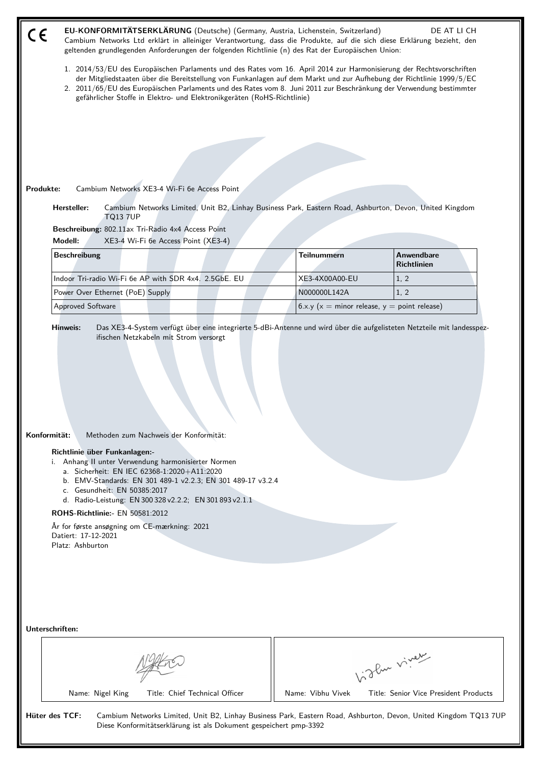CE

**EU-KONFORMITÄTSERKLÄRUNG** (Deutsche) (Germany, Austria, Lichenstein, Switzerland) DE AT LI CH

Cambium Networks Ltd erklärt in alleiniger Verantwortung, dass die Produkte, auf die sich diese Erklärung bezieht, den geltenden grundlegenden Anforderungen der folgenden Richtlinie (n) des Rat der Europäischen Union:

1. 2014/53/EU des Europäischen Parlaments und des Rates vom 16. April 2014 zur Harmonisierung der Rechtsvorschriften der Mitgliedstaaten über die Bereitstellung von Funkanlagen auf dem Markt und zur Aufhebung der Richtlinie 1999/5/EC
2. 2011/65/EU des Europäischen Parlaments und des Rates vom 8. Juni 2011 zur Beschränkung der Verwendung bestimmter gefährlicher Stoffe in Elektro- und Elektronikgeräten (RoHS-Richtlinie)

**Produkte:** Cambium Networks XE3-4 Wi-Fi 6e Access Point

**Hersteller:** Cambium Networks Limited, Unit B2, Linhay Business Park, Eastern Road, Ashburton, Devon, United Kingdom TQ13 7UP

**Beschreibung:** 802.11ax Tri-Radio 4x4 Access Point

**Modell:** XE3-4 Wi-Fi 6e Access Point (XE3-4)

| Beschreibung | Teilnummern | Anwendbare Richtlinien |
|---|---|---|
| Indoor Tri-radio Wi-Fi 6e AP with SDR 4x4. 2.5GbE. EU | XE3-4X00A00-EU | 1, 2 |
| Power Over Ethernet (PoE) Supply | N000000L142A | 1, 2 |
| Approved Software | 6.x.y (x = minor release, y = point release) | |

**Hinweis:** Das XE3-4-System verfügt über eine integrierte 5-dBi-Antenne und wird über die aufgelisteten Netzteile mit landesspezifischen Netzkabeln mit Strom versorgt

**Konformität:** Methoden zum Nachweis der Konformität:

**Richtlinie über Funkanlagen:-**

i. Anhang II unter Verwendung harmonisierter Normen
   a. Sicherheit: EN IEC 62368-1:2020+A11:2020
   b. EMV-Standards: EN 301 489-1 v2.2.3; EN 301 489-17 v3.2.4
   c. Gesundheit: EN 50385:2017
   d. Radio-Leistung: EN 300 328 v2.2.2; EN 301 893 v2.1.1

**ROHS-Richtlinie:-** EN 50581:2012

År for første ansøgning om CE-mærkning: 2021
Datiert: 17-12-2021
Platz: Ashburton

**Unterschriften:**

| Name: Nigel King Title: Chief Technical Officer | Name: Vibhu Vivek Title: Senior Vice President Products |
|---|---|

**Hüter des TCF:** Cambium Networks Limited, Unit B2, Linhay Business Park, Eastern Road, Ashburton, Devon, United Kingdom TQ13 7UP
Diese Konformitätserklärung ist als Dokument gespeichert pmp-3392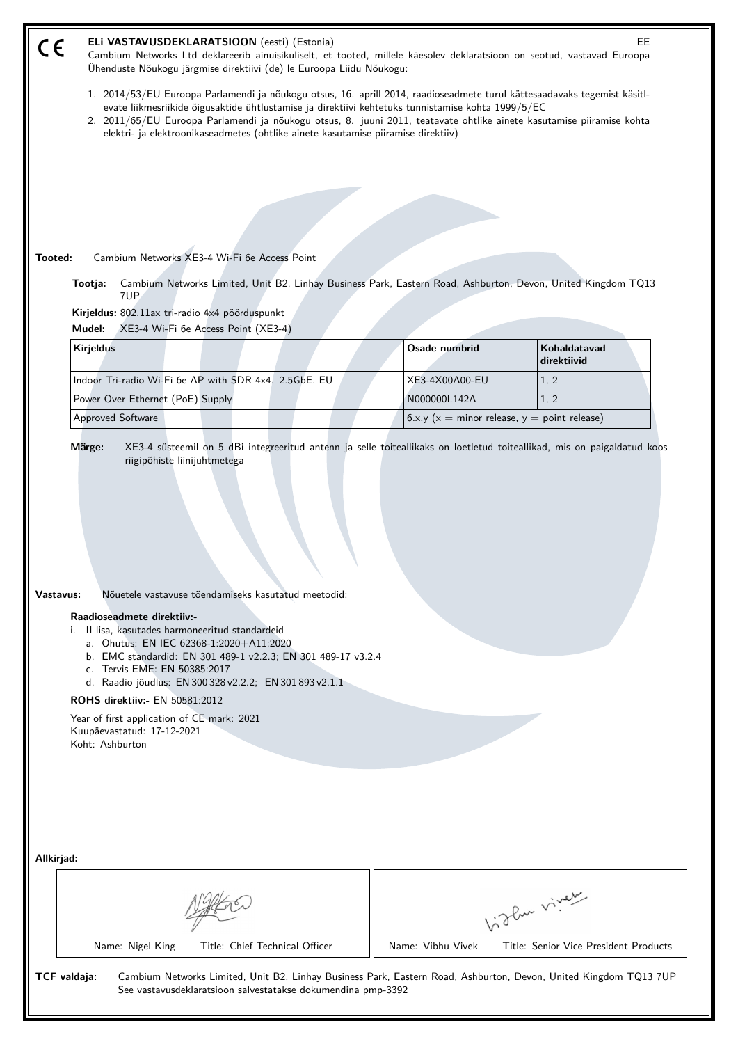CE

## ELi VASTAVUSDEKLARATSIOON (eesti) (Estonia)

EE

Cambium Networks Ltd deklareerib ainuisikuliselt, et tooted, millele käesolev deklaratsioon on seotud, vastavad Euroopa Ühenduste Nõukogu järgmise direktiivi (de) le Euroopa Liidu Nõukogu:

1. 2014/53/EU Euroopa Parlamendi ja nõukogu otsus, 16. aprill 2014, raadioseadmete turul kättesaadavaks tegemist käsitlevate liikmesriikide õigusaktide ühtlustamise ja direktiivi kehtetuks tunnistamise kohta 1999/5/EC
2. 2011/65/EU Euroopa Parlamendi ja nõukogu otsus, 8. juuni 2011, teatavate ohtlike ainete kasutamise piiramise kohta elektri- ja elektroonikaseadmetes (ohtlike ainete kasutamise piiramise direktiiv)

**Tooted:** Cambium Networks XE3-4 Wi-Fi 6e Access Point

**Tootja:** Cambium Networks Limited, Unit B2, Linhay Business Park, Eastern Road, Ashburton, Devon, United Kingdom TQ13 7UP

**Kirjeldus:** 802.11ax tri-radio 4x4 pöörduspunkt

**Mudel:** XE3-4 Wi-Fi 6e Access Point (XE3-4)

| Kirjeldus | Osade numbrid | Kohaldatavad direktiivid |
|---|---|---|
| Indoor Tri-radio Wi-Fi 6e AP with SDR 4x4. 2.5GbE. EU | XE3-4X00A00-EU | 1, 2 |
| Power Over Ethernet (PoE) Supply | N000000L142A | 1, 2 |
| Approved Software | 6.x.y (x = minor release, y = point release) | |

**Märge:** XE3-4 süsteemil on 5 dBi integreeritud antenn ja selle toiteallikaks on loetletud toiteallikad, mis on paigaldatud koos riigipõhiste liinijuhtmetega

**Vastavus:** Nõuetele vastavuse tõendamiseks kasutatud meetodid:

**Raadioseadmete direktiiv:-**

i. II lisa, kasutades harmoneeritud standardeid
   a. Ohutus: EN IEC 62368-1:2020+A11:2020
   b. EMC standardid: EN 301 489-1 v2.2.3; EN 301 489-17 v3.2.4
   c. Tervis EME: EN 50385:2017
   d. Raadio jõudlus: EN 300 328 v2.2.2; EN 301 893 v2.1.1

**ROHS direktiiv:-** EN 50581:2012

Year of first application of CE mark: 2021
Kuupäevastatud: 17-12-2021
Koht: Ashburton

**Allkirjad:**

| Name: Nigel King Title: Chief Technical Officer | Name: Vibhu Vivek Title: Senior Vice President Products |
|---|---|

**TCF valdaja:** Cambium Networks Limited, Unit B2, Linhay Business Park, Eastern Road, Ashburton, Devon, United Kingdom TQ13 7UP
See vastavusdeklaratsioon salvestatakse dokumendina pmp-3392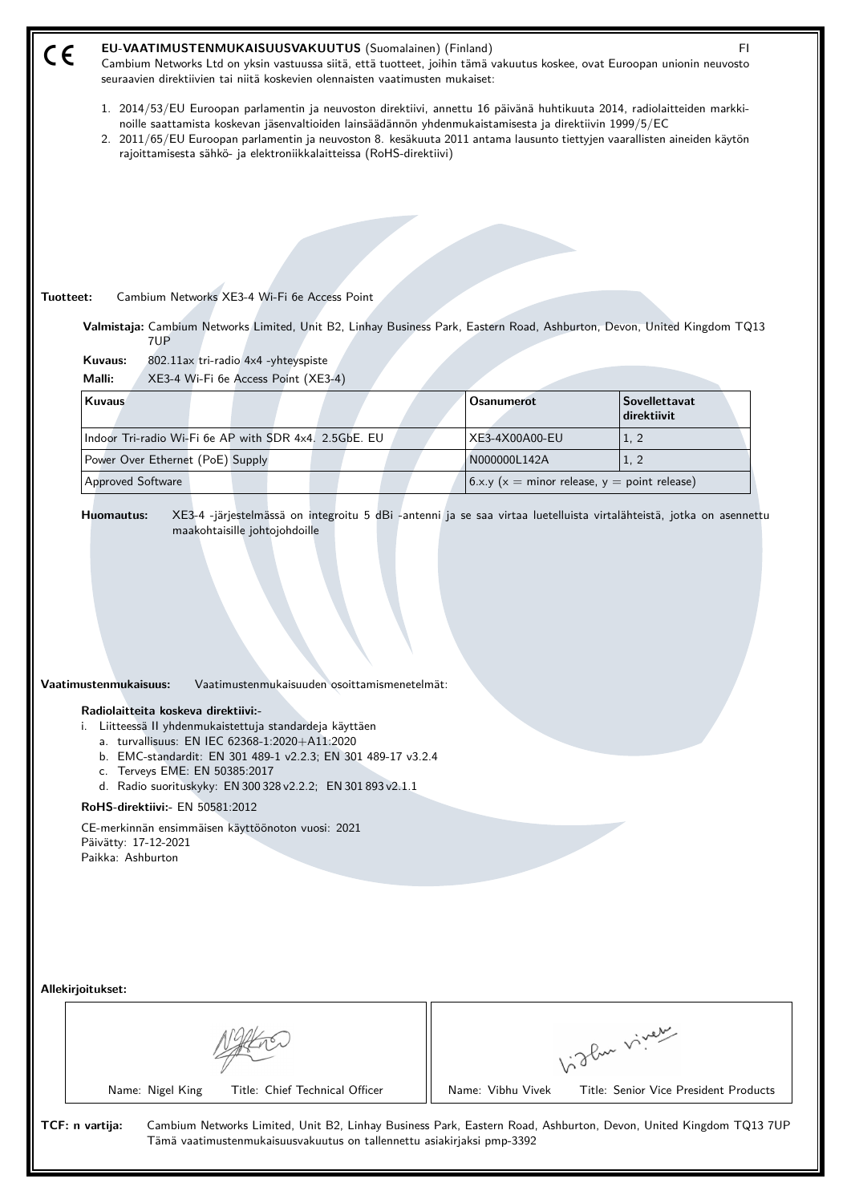CE

# EU-VAATIMUSTENMUKAISUUSVAKUUTUS (Suomalainen) (Finland)

FI

Cambium Networks Ltd on yksin vastuussa siitä, että tuotteet, joihin tämä vakuutus koskee, ovat Euroopan unionin neuvosto seuraavien direktiivien tai niitä koskevien olennaisten vaatimusten mukaiset:

1. 2014/53/EU Euroopan parlamentin ja neuvoston direktiivi, annettu 16 päivänä huhtikuuta 2014, radiolaitteiden markkinoille saattamista koskevan jäsenvaltioiden lainsäädännön yhdenmukaistamisesta ja direktiivin 1999/5/EC
2. 2011/65/EU Euroopan parlamentin ja neuvoston 8. kesäkuuta 2011 antama lausunto tiettyjen vaarallisten aineiden käytön rajoittamisesta sähkö- ja elektroniikkalaitteissa (RoHS-direktiivi)

**Tuotteet:** Cambium Networks XE3-4 Wi-Fi 6e Access Point

**Valmistaja:** Cambium Networks Limited, Unit B2, Linhay Business Park, Eastern Road, Ashburton, Devon, United Kingdom TQ13 7UP

**Kuvaus:** 802.11ax tri-radio 4x4 -yhteyspiste

**Malli:** XE3-4 Wi-Fi 6e Access Point (XE3-4)

| Kuvaus | Osanumerot | Sovellettavat direktiivit |
|---|---|---|
| Indoor Tri-radio Wi-Fi 6e AP with SDR 4x4. 2.5GbE. EU | XE3-4X00A00-EU | 1, 2 |
| Power Over Ethernet (PoE) Supply | N000000L142A | 1, 2 |
| Approved Software | 6.x.y (x = minor release, y = point release) | |

**Huomautus:** XE3-4 -järjestelmässä on integroitu 5 dBi -antenni ja se saa virtaa luetelluista virtalähteistä, jotka on asennettu maakohtaisille johtojohdoille

**Vaatimustenmukaisuus:** Vaatimustenmukaisuuden osoittamismenetelmät:

**Radiolaitteita koskeva direktiivi:-**

i. Liitteessä II yhdenmukaistettuja standardeja käyttäen
   a. turvallisuus: EN IEC 62368-1:2020+A11:2020
   b. EMC-standardit: EN 301 489-1 v2.2.3; EN 301 489-17 v3.2.4
   c. Terveys EME: EN 50385:2017
   d. Radio suorituskyky: EN 300 328 v2.2.2; EN 301 893 v2.1.1

**RoHS-direktiivi:-** EN 50581:2012

CE-merkinnän ensimmäisen käyttöönoton vuosi: 2021
Päivätty: 17-12-2021
Paikka: Ashburton

**Allekirjoitukset:**

| Name: Nigel King &nbsp;&nbsp; Title: Chief Technical Officer | Name: Vibhu Vivek &nbsp;&nbsp; Title: Senior Vice President Products |
|---|---|

**TCF: n vartija:** Cambium Networks Limited, Unit B2, Linhay Business Park, Eastern Road, Ashburton, Devon, United Kingdom TQ13 7UP
Tämä vaatimustenmukaisuusvakuutus on tallennettu asiakirjaksi pmp-3392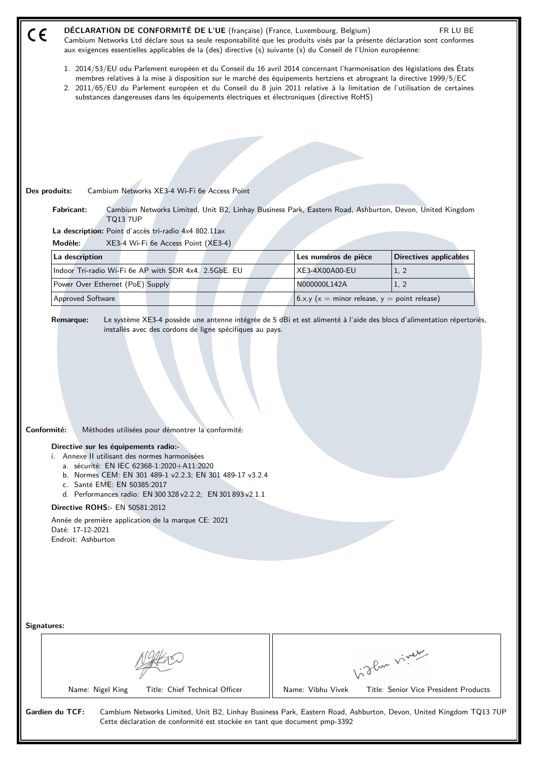CE

**DÉCLARATION DE CONFORMITÉ DE L'UE** (française) (France, Luxembourg, Belgium) FR LU BE

Cambium Networks Ltd déclare sous sa seule responsabilité que les produits visés par la présente déclaration sont conformes aux exigences essentielles applicables de la (des) directive (s) suivante (s) du Conseil de l'Union européenne:

1. 2014/53/EU odu Parlement européen et du Conseil du 16 avril 2014 concernant l'harmonisation des législations des États membres relatives à la mise à disposition sur le marché des équipements hertziens et abrogeant la directive 1999/5/EC
2. 2011/65/EU du Parlement européen et du Conseil du 8 juin 2011 relative à la limitation de l'utilisation de certaines substances dangereuses dans les équipements électriques et électroniques (directive RoHS)

**Des produits:** Cambium Networks XE3-4 Wi-Fi 6e Access Point

**Fabricant:** Cambium Networks Limited, Unit B2, Linhay Business Park, Eastern Road, Ashburton, Devon, United Kingdom TQ13 7UP

**La description:** Point d'accès tri-radio 4x4 802.11ax

**Modèle:** XE3-4 Wi-Fi 6e Access Point (XE3-4)

| La description | Les numéros de pièce | Directives applicables |
|---|---|---|
| Indoor Tri-radio Wi-Fi 6e AP with SDR 4x4. 2.5GbE. EU | XE3-4X00A00-EU | 1, 2 |
| Power Over Ethernet (PoE) Supply | N000000L142A | 1, 2 |
| Approved Software | 6.x.y (x = minor release, y = point release) | |

**Remarque:** Le système XE3-4 possède une antenne intégrée de 5 dBi et est alimenté à l'aide des blocs d'alimentation répertoriés, installés avec des cordons de ligne spécifiques au pays.

**Conformité:** Méthodes utilisées pour démontrer la conformité:

**Directive sur les équipements radio:-**

i. Annexe II utilisant des normes harmonisées
   a. sécurité: EN IEC 62368-1:2020+A11:2020
   b. Normes CEM: EN 301 489-1 v2.2.3; EN 301 489-17 v3.2.4
   c. Santé EME: EN 50385:2017
   d. Performances radio: EN 300 328 v2.2.2; EN 301 893 v2.1.1

**Directive ROHS:-** EN 50581:2012

Année de première application de la marque CE: 2021
Daté: 17-12-2021
Endroit: Ashburton

**Signatures:**

| Name: Nigel King | Title: Chief Technical Officer | Name: Vibhu Vivek | Title: Senior Vice President Products |
|---|---|---|---|

**Gardien du TCF:** Cambium Networks Limited, Unit B2, Linhay Business Park, Eastern Road, Ashburton, Devon, United Kingdom TQ13 7UP
Cette déclaration de conformité est stockée en tant que document pmp-3392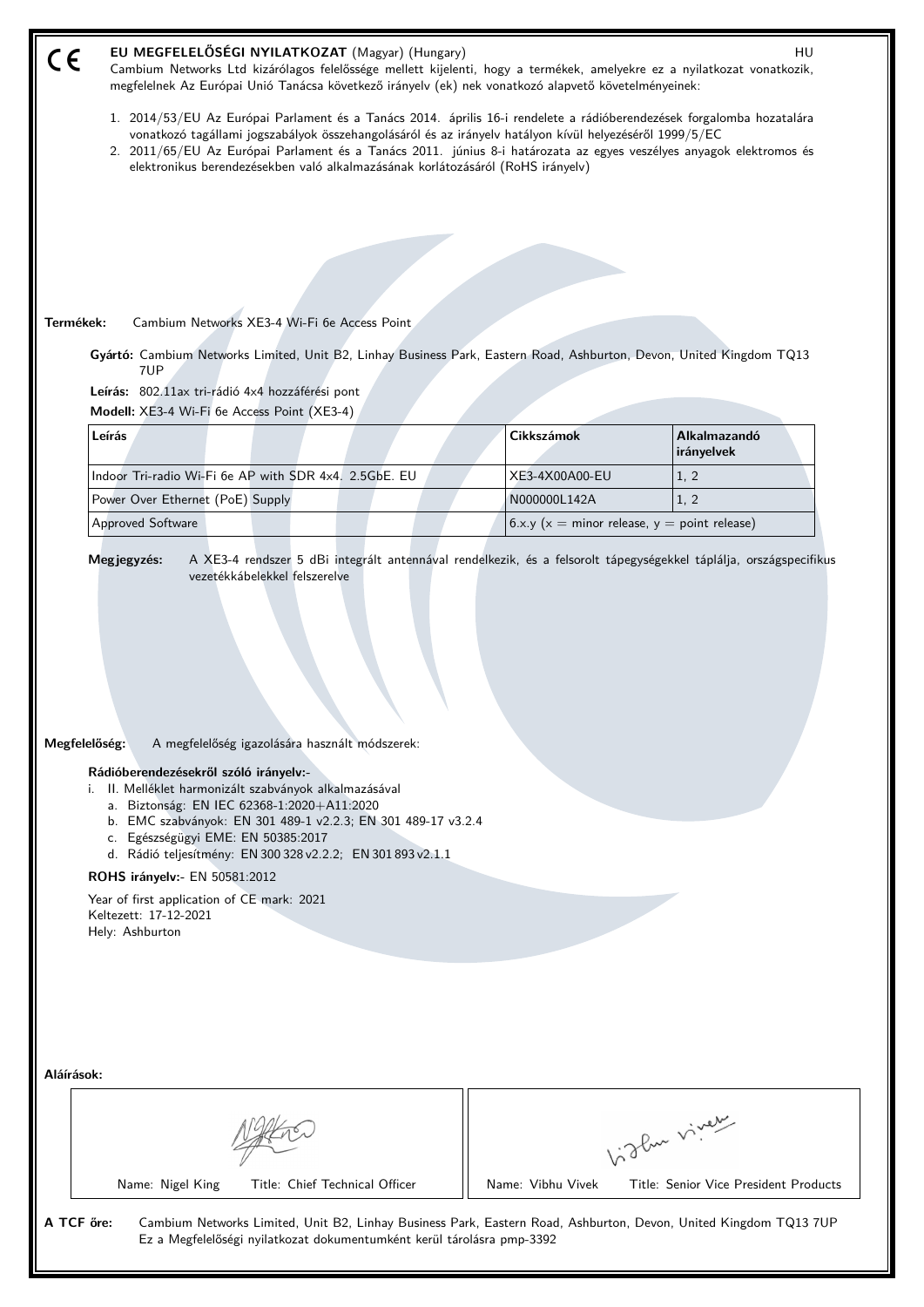CE

# EU MEGFELELŐSÉGI NYILATKOZAT (Magyar) (Hungary)

HU

Cambium Networks Ltd kizárólagos felelőssége mellett kijelenti, hogy a termékek, amelyekre ez a nyilatkozat vonatkozik, megfelelnek Az Európai Unió Tanácsa következő irányelv (ek) nek vonatkozó alapvető követelményeinek:

1. 2014/53/EU Az Európai Parlament és a Tanács 2014. április 16-i rendelete a rádióberendezések forgalomba hozatalára vonatkozó tagállami jogszabályok összehangolásáról és az irányelv hatályon kívül helyezéséről 1999/5/EC
2. 2011/65/EU Az Európai Parlament és a Tanács 2011. június 8-i határozata az egyes veszélyes anyagok elektromos és elektronikus berendezésekben való alkalmazásának korlátozásáról (RoHS irányelv)

**Termékek:** Cambium Networks XE3-4 Wi-Fi 6e Access Point

**Gyártó:** Cambium Networks Limited, Unit B2, Linhay Business Park, Eastern Road, Ashburton, Devon, United Kingdom TQ13 7UP

**Leírás:** 802.11ax tri-rádió 4x4 hozzáférési pont

**Modell:** XE3-4 Wi-Fi 6e Access Point (XE3-4)

| Leírás | Cikkszámok | Alkalmazandó irányelvek |
|---|---|---|
| Indoor Tri-radio Wi-Fi 6e AP with SDR 4x4. 2.5GbE. EU | XE3-4X00A00-EU | 1, 2 |
| Power Over Ethernet (PoE) Supply | N000000L142A | 1, 2 |
| Approved Software | 6.x.y (x = minor release, y = point release) | |

**Megjegyzés:** A XE3-4 rendszer 5 dBi integrált antennával rendelkezik, és a felsorolt tápegységekkel táplálja, országspecifikus vezetékkábelekkel felszerelve

**Megfelelőség:** A megfelelőség igazolására használt módszerek:

**Rádióberendezésekről szóló irányelv:-**

i. II. Melléklet harmonizált szabványok alkalmazásával
   a. Biztonság: EN IEC 62368-1:2020+A11:2020
   b. EMC szabványok: EN 301 489-1 v2.2.3; EN 301 489-17 v3.2.4
   c. Egészségügyi EME: EN 50385:2017
   d. Rádió teljesítmény: EN 300 328 v2.2.2; EN 301 893 v2.1.1

**ROHS irányelv:-** EN 50581:2012

Year of first application of CE mark: 2021

Keltezett: 17-12-2021

Hely: Ashburton

**Aláírások:**

| Name: Nigel King Title: Chief Technical Officer | Name: Vibhu Vivek Title: Senior Vice President Products |
|---|---|

**A TCF őre:** Cambium Networks Limited, Unit B2, Linhay Business Park, Eastern Road, Ashburton, Devon, United Kingdom TQ13 7UP
Ez a Megfelelőségi nyilatkozat dokumentumként kerül tárolásra pmp-3392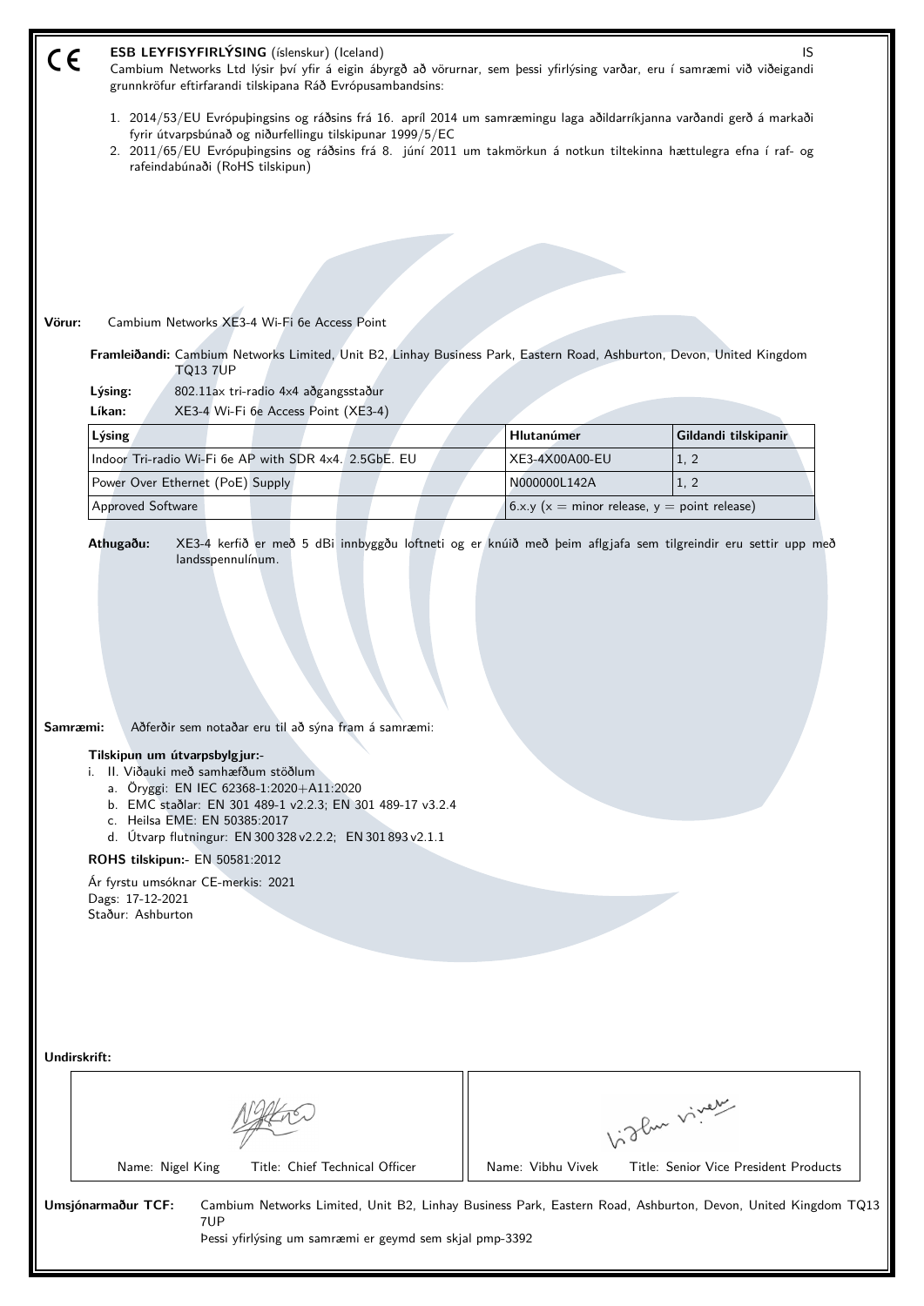CE

**ESB LEYFISYFIRLÝSING** (íslenskur) (Iceland) IS

Cambium Networks Ltd lýsir því yfir á eigin ábyrgð að vörurnar, sem þessi yfirlýsing varðar, eru í samræmi við viðeigandi grunnkröfur eftirfarandi tilskipana Ráð Evrópusambandsins:

1. 2014/53/EU Evrópuþingsins og ráðsins frá 16. apríl 2014 um samræmingu laga aðildarríkjanna varðandi gerð á markaði fyrir útvarpsbúnað og niðurfellingu tilskipunar 1999/5/EC
2. 2011/65/EU Evrópuþingsins og ráðsins frá 8. júní 2011 um takmörkun á notkun tiltekinna hættulegra efna í raf- og rafeindabúnaði (RoHS tilskipun)

**Vörur:** Cambium Networks XE3-4 Wi-Fi 6e Access Point

**Framleiðandi:** Cambium Networks Limited, Unit B2, Linhay Business Park, Eastern Road, Ashburton, Devon, United Kingdom TQ13 7UP

**Lýsing:** 802.11ax tri-radio 4x4 aðgangsstaður

**Líkan:** XE3-4 Wi-Fi 6e Access Point (XE3-4)

| Lýsing | Hlutanúmer | Gildandi tilskipanir |
|---|---|---|
| Indoor Tri-radio Wi-Fi 6e AP with SDR 4x4. 2.5GbE. EU | XE3-4X00A00-EU | 1, 2 |
| Power Over Ethernet (PoE) Supply | N000000L142A | 1, 2 |
| Approved Software | 6.x.y (x = minor release, y = point release) | |

**Athugaðu:** XE3-4 kerfið er með 5 dBi innbyggðu loftneti og er knúið með þeim aflgjafa sem tilgreindir eru settir upp með landsspennulínum.

**Samræmi:** Aðferðir sem notaðar eru til að sýna fram á samræmi:

**Tilskipun um útvarpsbylgjur:-**

i. II. Viðauki með samhæfðum stöðlum
   a. Öryggi: EN IEC 62368-1:2020+A11:2020
   b. EMC staðlar: EN 301 489-1 v2.2.3; EN 301 489-17 v3.2.4
   c. Heilsa EME: EN 50385:2017
   d. Útvarp flutningur: EN 300 328 v2.2.2; EN 301 893 v2.1.1

**ROHS tilskipun:-** EN 50581:2012

Ár fyrstu umsóknar CE-merkis: 2021
Dags: 17-12-2021
Staður: Ashburton

**Undirskrift:**

| Name: Nigel King Title: Chief Technical Officer | Name: Vibhu Vivek Title: Senior Vice President Products |
|---|---|

**Umsjónarmaður TCF:** Cambium Networks Limited, Unit B2, Linhay Business Park, Eastern Road, Ashburton, Devon, United Kingdom TQ13 7UP

Þessi yfirlýsing um samræmi er geymd sem skjal pmp-3392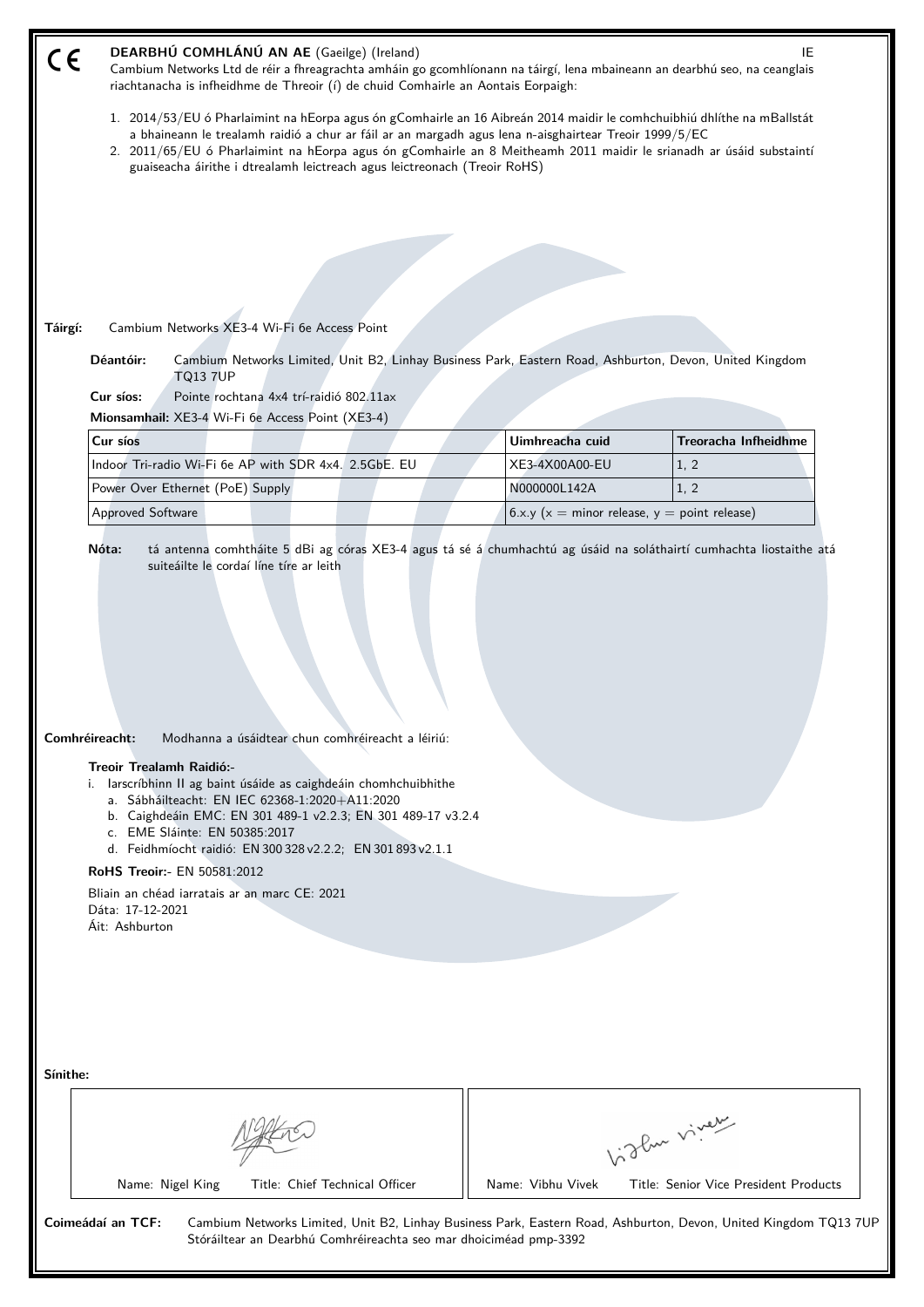CE **DEARBHÚ COMHLÁNÚ AN AE** (Gaeilge) (Ireland) IE

Cambium Networks Ltd de réir a fhreagrachta amháin go gcomhlíonann na táirgí, lena mbaineann an dearbhú seo, na ceanglais riachtanacha is infheidhme de Threoir (í) de chuid Comhairle an Aontais Eorpaigh:

1. 2014/53/EU ó Pharlaimint na hEorpa agus ón gComhairle an 16 Aibreán 2014 maidir le comhchuibhiú dhlíthe na mBallstát a bhaineann le trealamh raidió a chur ar fáil ar an margadh agus lena n-aisghairtear Treoir 1999/5/EC
2. 2011/65/EU ó Pharlaimint na hEorpa agus ón gComhairle an 8 Meitheamh 2011 maidir le srianadh ar úsáid substaintí guaiseacha áirithe i dtrealamh leictreach agus leictreonach (Treoir RoHS)

**Táirgí:** Cambium Networks XE3-4 Wi-Fi 6e Access Point

**Déantóir:** Cambium Networks Limited, Unit B2, Linhay Business Park, Eastern Road, Ashburton, Devon, United Kingdom TQ13 7UP

**Cur síos:** Pointe rochtana 4x4 trí-raidió 802.11ax

**Mionsamhail:** XE3-4 Wi-Fi 6e Access Point (XE3-4)

| Cur síos | Uimhreacha cuid | Treoracha Infheidhme |
|---|---|---|
| Indoor Tri-radio Wi-Fi 6e AP with SDR 4x4. 2.5GbE. EU | XE3-4X00A00-EU | 1, 2 |
| Power Over Ethernet (PoE) Supply | N000000L142A | 1, 2 |
| Approved Software | 6.x.y (x = minor release, y = point release) | |

**Nóta:** tá antenna comhtháite 5 dBi ag córas XE3-4 agus tá sé á chumhachtú ag úsáid na soláthairtí cumhachta liostaithe atá suiteáilte le cordaí líne tíre ar leith

**Comhréireacht:** Modhanna a úsáidtear chun comhréireacht a léiriú:

**Treoir Trealamh Raidió:-**

i. Iarscríbhinn II ag baint úsáide as caighdeáin chomhchuibhithe
   a. Sábháilteacht: EN IEC 62368-1:2020+A11:2020
   b. Caighdeáin EMC: EN 301 489-1 v2.2.3; EN 301 489-17 v3.2.4
   c. EME Sláinte: EN 50385:2017
   d. Feidhmíocht raidió: EN 300 328 v2.2.2; EN 301 893 v2.1.1

**RoHS Treoir:-** EN 50581:2012

Bliain an chéad iarratais ar an marc CE: 2021
Dáta: 17-12-2021
Áit: Ashburton

**Sínithe:**

| Name: Nigel King Title: Chief Technical Officer | Name: Vibhu Vivek Title: Senior Vice President Products |
|---|---|

**Coimeádaí an TCF:** Cambium Networks Limited, Unit B2, Linhay Business Park, Eastern Road, Ashburton, Devon, United Kingdom TQ13 7UP
Stóráiltear an Dearbhú Comhréireachta seo mar dhoiciméad pmp-3392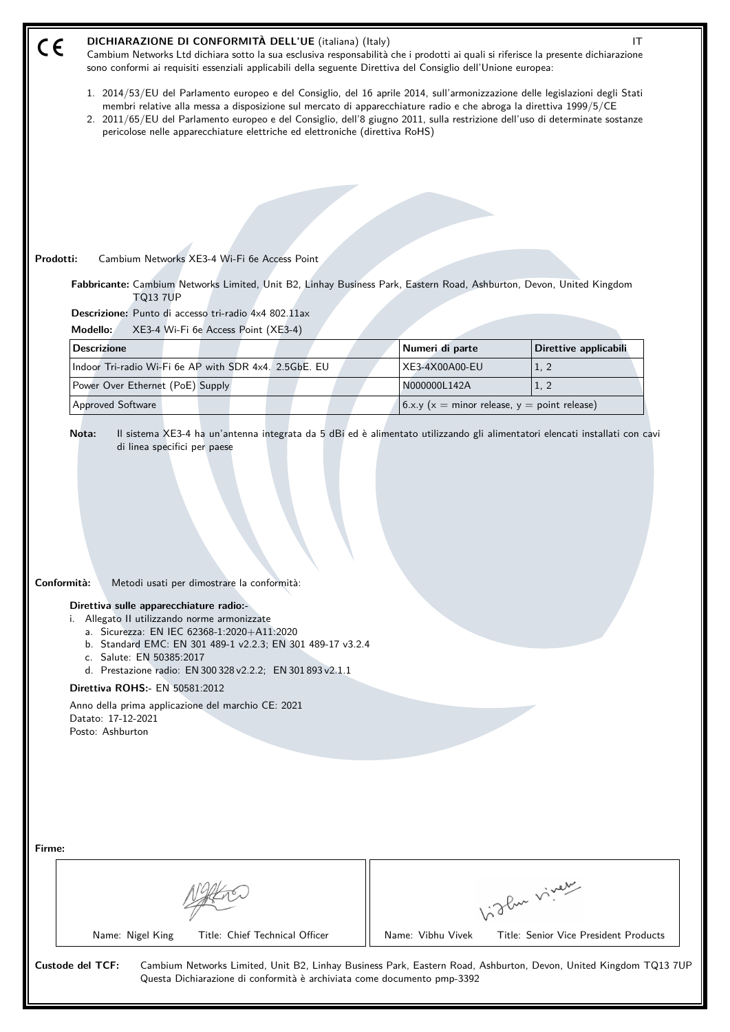CE

## DICHIARAZIONE DI CONFORMITÀ DELL'UE (italiana) (Italy)

IT

Cambium Networks Ltd dichiara sotto la sua esclusiva responsabilità che i prodotti ai quali si riferisce la presente dichiarazione sono conformi ai requisiti essenziali applicabili della seguente Direttiva del Consiglio dell'Unione europea:

1. 2014/53/EU del Parlamento europeo e del Consiglio, del 16 aprile 2014, sull'armonizzazione delle legislazioni degli Stati membri relative alla messa a disposizione sul mercato di apparecchiature radio e che abroga la direttiva 1999/5/CE
2. 2011/65/EU del Parlamento europeo e del Consiglio, dell'8 giugno 2011, sulla restrizione dell'uso di determinate sostanze pericolose nelle apparecchiature elettriche ed elettroniche (direttiva RoHS)

**Prodotti:** Cambium Networks XE3-4 Wi-Fi 6e Access Point

**Fabbricante:** Cambium Networks Limited, Unit B2, Linhay Business Park, Eastern Road, Ashburton, Devon, United Kingdom TQ13 7UP

**Descrizione:** Punto di accesso tri-radio 4x4 802.11ax

**Modello:** XE3-4 Wi-Fi 6e Access Point (XE3-4)

| Descrizione | Numeri di parte | Direttive applicabili |
|---|---|---|
| Indoor Tri-radio Wi-Fi 6e AP with SDR 4x4. 2.5GbE. EU | XE3-4X00A00-EU | 1, 2 |
| Power Over Ethernet (PoE) Supply | N000000L142A | 1, 2 |
| Approved Software | 6.x.y (x = minor release, y = point release) | |

**Nota:** Il sistema XE3-4 ha un'antenna integrata da 5 dBi ed è alimentato utilizzando gli alimentatori elencati installati con cavi di linea specifici per paese

**Conformità:** Metodi usati per dimostrare la conformità:

**Direttiva sulle apparecchiature radio:-**

i. Allegato II utilizzando norme armonizzate
   a. Sicurezza: EN IEC 62368-1:2020+A11:2020
   b. Standard EMC: EN 301 489-1 v2.2.3; EN 301 489-17 v3.2.4
   c. Salute: EN 50385:2017
   d. Prestazione radio: EN 300 328 v2.2.2; EN 301 893 v2.1.1

**Direttiva ROHS:-** EN 50581:2012

Anno della prima applicazione del marchio CE: 2021
Datato: 17-12-2021
Posto: Ashburton

**Firme:**

| Name: Nigel King Title: Chief Technical Officer | Name: Vibhu Vivek Title: Senior Vice President Products |
|---|---|

**Custode del TCF:** Cambium Networks Limited, Unit B2, Linhay Business Park, Eastern Road, Ashburton, Devon, United Kingdom TQ13 7UP
Questa Dichiarazione di conformità è archiviata come documento pmp-3392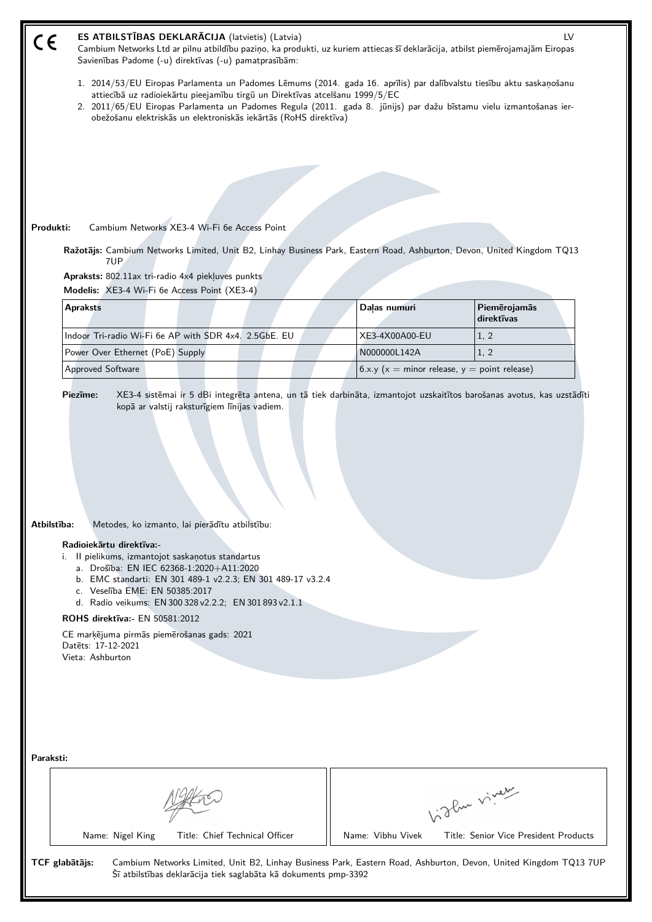CE

# ES ATBILSTĪBAS DEKLARĀCIJA (latvietis) (Latvia)

LV

Cambium Networks Ltd ar pilnu atbildību paziņo, ka produkti, uz kuriem attiecas šī deklarācija, atbilst piemērojamajām Eiropas Savienības Padome (-u) direktīvas (-u) pamatprasībām:

1. 2014/53/EU Eiropas Parlamenta un Padomes Lēmums (2014. gada 16. aprīlis) par dalībvalstu tiesību aktu saskaņošanu attiecībā uz radioiekārtu pieejamību tirgū un Direktīvas atcelšanu 1999/5/EC
2. 2011/65/EU Eiropas Parlamenta un Padomes Regula (2011. gada 8. jūnijs) par dažu bīstamu vielu izmantošanas ierobežošanu elektriskās un elektroniskās iekārtās (RoHS direktīva)

**Produkti:** Cambium Networks XE3-4 Wi-Fi 6e Access Point

**Ražotājs:** Cambium Networks Limited, Unit B2, Linhay Business Park, Eastern Road, Ashburton, Devon, United Kingdom TQ13 7UP

**Apraksts:** 802.11ax tri-radio 4x4 piekļuves punkts

**Modelis:** XE3-4 Wi-Fi 6e Access Point (XE3-4)

| Apraksts | Daļas numuri | Piemērojamās direktīvas |
|---|---|---|
| Indoor Tri-radio Wi-Fi 6e AP with SDR 4x4. 2.5GbE. EU | XE3-4X00A00-EU | 1, 2 |
| Power Over Ethernet (PoE) Supply | N000000L142A | 1, 2 |
| Approved Software | 6.x.y (x = minor release, y = point release) | |

**Piezīme:** XE3-4 sistēmai ir 5 dBi integrēta antena, un tā tiek darbināta, izmantojot uzskaitītos barošanas avotus, kas uzstādīti kopā ar valstij raksturīgiem līnijas vadiem.

**Atbilstība:** Metodes, ko izmanto, lai pierādītu atbilstību:

**Radioiekārtu direktīva:-**

i. II pielikums, izmantojot saskaņotus standartus
   a. Drošība: EN IEC 62368-1:2020+A11:2020
   b. EMC standarti: EN 301 489-1 v2.2.3; EN 301 489-17 v3.2.4
   c. Veselība EME: EN 50385:2017
   d. Radio veikums: EN 300 328 v2.2.2; EN 301 893 v2.1.1

**ROHS direktīva:-** EN 50581:2012

CE marķējuma pirmās piemērošanas gads: 2021
Datēts: 17-12-2021
Vieta: Ashburton

**Paraksti:**

| Name: Nigel King Title: Chief Technical Officer | Name: Vibhu Vivek Title: Senior Vice President Products |
|---|---|

**TCF glabātājs:** Cambium Networks Limited, Unit B2, Linhay Business Park, Eastern Road, Ashburton, Devon, United Kingdom TQ13 7UP
Šī atbilstības deklarācija tiek saglabāta kā dokuments pmp-3392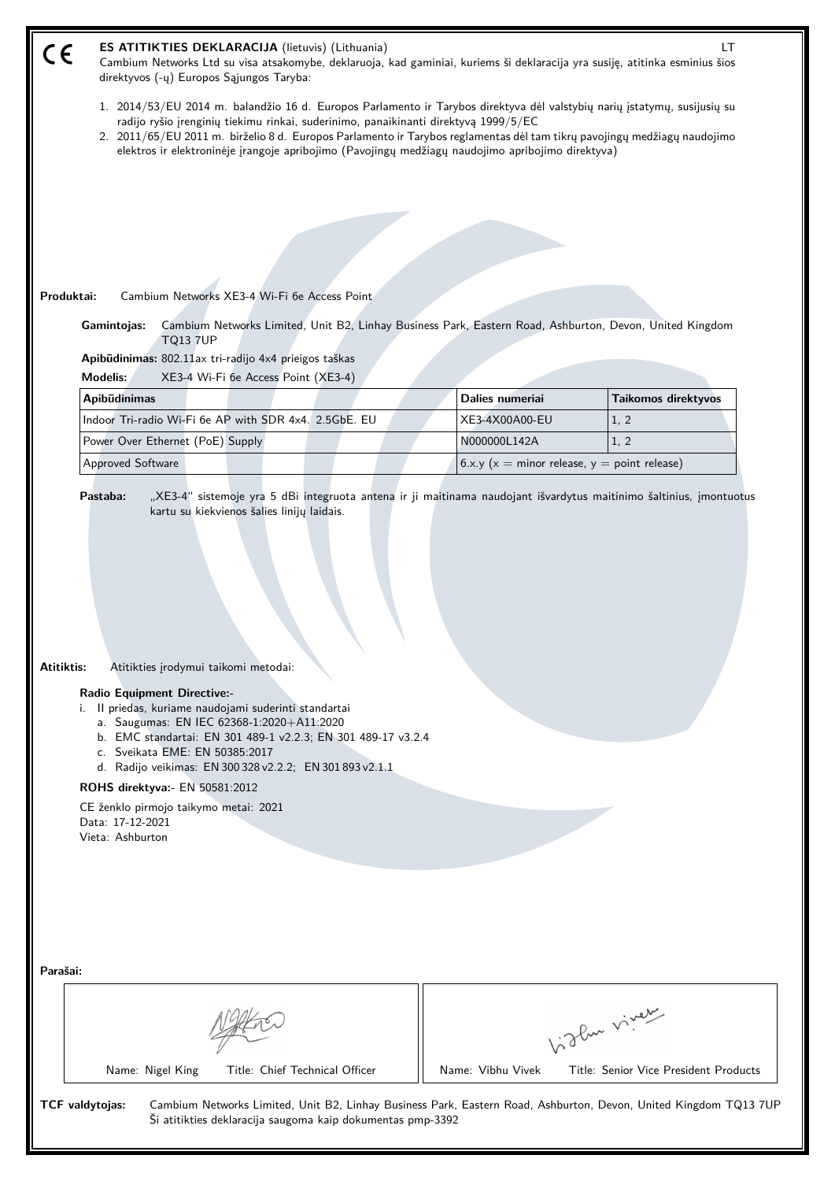CE **ES ATITIKTIES DEKLARACIJA** (lietuvis) (Lithuania) LT

Cambium Networks Ltd su visa atsakomybe, deklaruoja, kad gaminiai, kuriems ši deklaracija yra susiję, atitinka esminius šios direktyvos (-ų) Europos Sąjungos Taryba:

1. 2014/53/EU 2014 m. balandžio 16 d. Europos Parlamento ir Tarybos direktyva dėl valstybių narių įstatymų, susijusių su radijo ryšio įrenginių tiekimu rinkai, suderinimo, panaikinanti direktyvą 1999/5/EC
2. 2011/65/EU 2011 m. birželio 8 d. Europos Parlamento ir Tarybos reglamentas dėl tam tikrų pavojingų medžiagų naudojimo elektros ir elektroninėje įrangoje apribojimo (Pavojingų medžiagų naudojimo apribojimo direktyva)

**Produktai:** Cambium Networks XE3-4 Wi-Fi 6e Access Point

**Gamintojas:** Cambium Networks Limited, Unit B2, Linhay Business Park, Eastern Road, Ashburton, Devon, United Kingdom TQ13 7UP

**Apibūdinimas:** 802.11ax tri-radijo 4x4 prieigos taškas

**Modelis:** XE3-4 Wi-Fi 6e Access Point (XE3-4)

| Apibūdinimas | Dalies numeriai | Taikomos direktyvos |
|---|---|---|
| Indoor Tri-radio Wi-Fi 6e AP with SDR 4x4. 2.5GbE. EU | XE3-4X00A00-EU | 1, 2 |
| Power Over Ethernet (PoE) Supply | N000000L142A | 1, 2 |
| Approved Software | 6.x.y (x = minor release, y = point release) | |

**Pastaba:** „XE3-4“ sistemoje yra 5 dBi integruota antena ir ji maitinama naudojant išvardytus maitinimo šaltinius, įmontuotus kartu su kiekvienos šalies linijų laidais.

**Atitiktis:** Atitikties įrodymui taikomi metodai:

**Radio Equipment Directive:-**

i. II priedas, kuriame naudojami suderinti standartai
   a. Saugumas: EN IEC 62368-1:2020+A11:2020
   b. EMC standartai: EN 301 489-1 v2.2.3; EN 301 489-17 v3.2.4
   c. Sveikata EME: EN 50385:2017
   d. Radijo veikimas: EN 300 328 v2.2.2; EN 301 893 v2.1.1

**ROHS direktyva:-** EN 50581:2012

CE ženklo pirmojo taikymo metai: 2021
Data: 17-12-2021
Vieta: Ashburton

**Parašai:**

| Name: Nigel King Title: Chief Technical Officer | Name: Vibhu Vivek Title: Senior Vice President Products |
|---|---|

**TCF valdytojas:** Cambium Networks Limited, Unit B2, Linhay Business Park, Eastern Road, Ashburton, Devon, United Kingdom TQ13 7UP
Ši atitikties deklaracija saugoma kaip dokumentas pmp-3392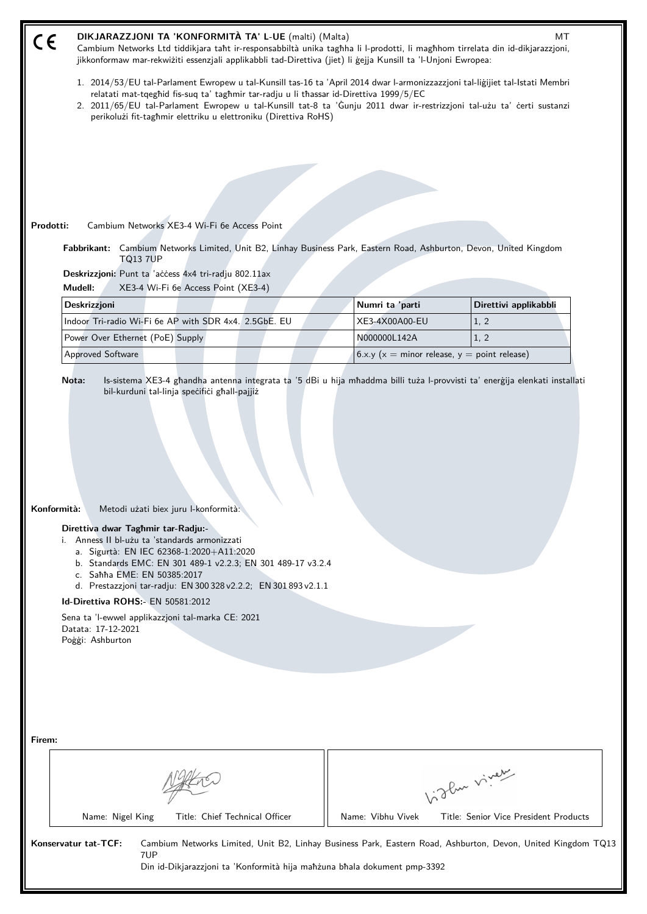CE

**DIKJARAZZJONI TA 'KONFORMITÀ TA' L-UE** (malti) (Malta) MT

Cambium Networks Ltd tiddikjara taħt ir-responsabbiltà unika tagħha li l-prodotti, li magħhom tirrelata din id-dikjarazzjoni, jikkonformaw mar-rekwiżiti essenzjali applikabbli tad-Direttiva (jiet) li ġejja Kunsill ta 'l-Unjoni Ewropea:

1. 2014/53/EU tal-Parlament Ewropew u tal-Kunsill tas-16 ta 'April 2014 dwar l-armonizzazzjoni tal-liġijiet tal-Istati Membri relatati mat-tqegħid fis-suq ta' tagħmir tar-radju u li tħassar id-Direttiva 1999/5/EC
2. 2011/65/EU tal-Parlament Ewropew u tal-Kunsill tat-8 ta 'Ġunju 2011 dwar ir-restrizzjoni tal-użu ta' ċerti sustanzi perikolużi fit-tagħmir elettriku u elettroniku (Direttiva RoHS)

**Prodotti:** Cambium Networks XE3-4 Wi-Fi 6e Access Point

**Fabbrikant:** Cambium Networks Limited, Unit B2, Linhay Business Park, Eastern Road, Ashburton, Devon, United Kingdom TQ13 7UP

**Deskrizzjoni:** Punt ta 'aċċess 4x4 tri-radju 802.11ax

**Mudell:** XE3-4 Wi-Fi 6e Access Point (XE3-4)

| Deskrizzjoni | Numri ta 'parti | Direttivi applikabbli |
|---|---|---|
| Indoor Tri-radio Wi-Fi 6e AP with SDR 4x4. 2.5GbE. EU | XE3-4X00A00-EU | 1, 2 |
| Power Over Ethernet (PoE) Supply | N000000L142A | 1, 2 |
| Approved Software | 6.x.y (x = minor release, y = point release) | |

**Nota:** Is-sistema XE3-4 għandha antenna integrata ta '5 dBi u hija mħaddma billi tuża l-provvisti ta' enerġija elenkati installati bil-kurduni tal-linja speċifiċi għall-pajjiż

**Konformità:** Metodi użati biex juru l-konformità:

**Direttiva dwar Tagħmir tar-Radju:-**

i. Anness II bl-użu ta 'standards armonizzati
   a. Sigurtà: EN IEC 62368-1:2020+A11:2020
   b. Standards EMC: EN 301 489-1 v2.2.3; EN 301 489-17 v3.2.4
   c. Saħħa EME: EN 50385:2017
   d. Prestazzjoni tar-radju: EN 300 328 v2.2.2; EN 301 893 v2.1.1

**Id-Direttiva ROHS:-** EN 50581:2012

Sena ta 'l-ewwel applikazzjoni tal-marka CE: 2021
Datata: 17-12-2021
Poġġi: Ashburton

**Firem:**

| Name: Nigel King Title: Chief Technical Officer | Name: Vibhu Vivek Title: Senior Vice President Products |
|---|---|

**Konservatur tat-TCF:** Cambium Networks Limited, Unit B2, Linhay Business Park, Eastern Road, Ashburton, Devon, United Kingdom TQ13 7UP

Din id-Dikjarazzjoni ta 'Konformità hija maħżuna bħala dokument pmp-3392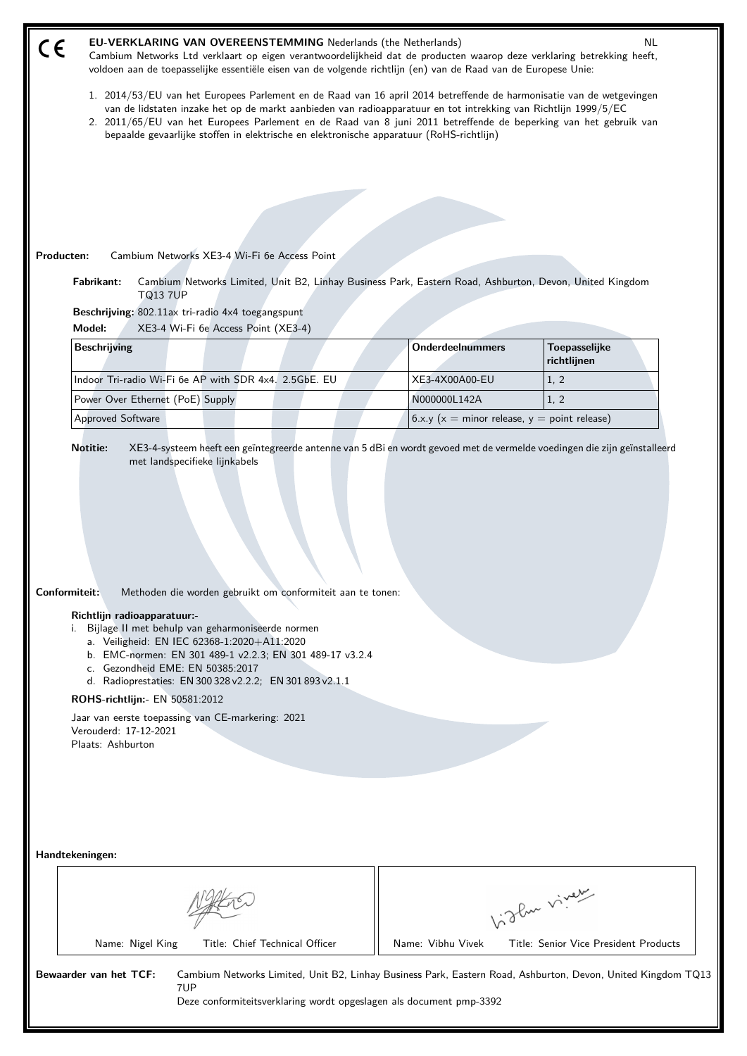CE

## EU-VERKLARING VAN OVEREENSTEMMING Nederlands (the Netherlands) NL

Cambium Networks Ltd verklaart op eigen verantwoordelijkheid dat de producten waarop deze verklaring betrekking heeft, voldoen aan de toepasselijke essentiële eisen van de volgende richtlijn (en) van de Raad van de Europese Unie:

1. 2014/53/EU van het Europees Parlement en de Raad van 16 april 2014 betreffende de harmonisatie van de wetgevingen van de lidstaten inzake het op de markt aanbieden van radioapparatuur en tot intrekking van Richtlijn 1999/5/EC
2. 2011/65/EU van het Europees Parlement en de Raad van 8 juni 2011 betreffende de beperking van het gebruik van bepaalde gevaarlijke stoffen in elektrische en elektronische apparatuur (RoHS-richtlijn)

**Producten:** Cambium Networks XE3-4 Wi-Fi 6e Access Point

**Fabrikant:** Cambium Networks Limited, Unit B2, Linhay Business Park, Eastern Road, Ashburton, Devon, United Kingdom TQ13 7UP

**Beschrijving:** 802.11ax tri-radio 4x4 toegangspunt

**Model:** XE3-4 Wi-Fi 6e Access Point (XE3-4)

| Beschrijving | Onderdeelnummers | Toepasselijke richtlijnen |
|---|---|---|
| Indoor Tri-radio Wi-Fi 6e AP with SDR 4x4. 2.5GbE. EU | XE3-4X00A00-EU | 1, 2 |
| Power Over Ethernet (PoE) Supply | N000000L142A | 1, 2 |
| Approved Software | 6.x.y (x = minor release, y = point release) | |

**Notitie:** XE3-4-systeem heeft een geïntegreerde antenne van 5 dBi en wordt gevoed met de vermelde voedingen die zijn geïnstalleerd met landspecifieke lijnkabels

**Conformiteit:** Methoden die worden gebruikt om conformiteit aan te tonen:

**Richtlijn radioapparatuur:-**

i. Bijlage II met behulp van geharmoniseerde normen
   a. Veiligheid: EN IEC 62368-1:2020+A11:2020
   b. EMC-normen: EN 301 489-1 v2.2.3; EN 301 489-17 v3.2.4
   c. Gezondheid EME: EN 50385:2017
   d. Radioprestaties: EN 300 328 v2.2.2; EN 301 893 v2.1.1

**ROHS-richtlijn:-** EN 50581:2012

Jaar van eerste toepassing van CE-markering: 2021
Verouderd: 17-12-2021
Plaats: Ashburton

**Handtekeningen:**

| Name: Nigel King Title: Chief Technical Officer | Name: Vibhu Vivek Title: Senior Vice President Products |
|---|---|

**Bewaarder van het TCF:** Cambium Networks Limited, Unit B2, Linhay Business Park, Eastern Road, Ashburton, Devon, United Kingdom TQ13 7UP
Deze conformiteitsverklaring wordt opgeslagen als document pmp-3392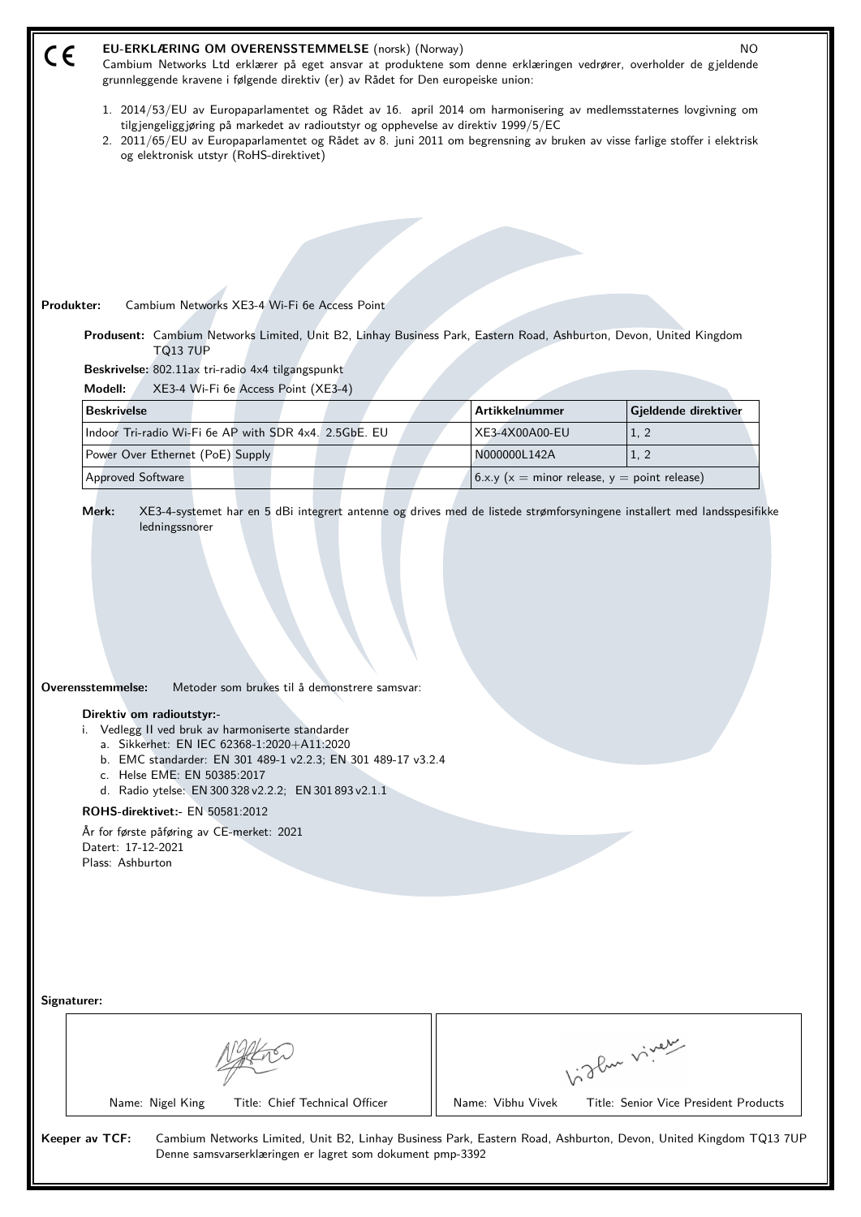CE

# EU-ERKLÆRING OM OVERENSSTEMMELSE (norsk) (Norway)

NO

Cambium Networks Ltd erklærer på eget ansvar at produktene som denne erklæringen vedrører, overholder de gjeldende grunnleggende kravene i følgende direktiv (er) av Rådet for Den europeiske union:

1. 2014/53/EU av Europaparlamentet og Rådet av 16. april 2014 om harmonisering av medlemsstatenes lovgivning om tilgjengeliggjøring på markedet av radioutstyr og opphevelse av direktiv 1999/5/EC
2. 2011/65/EU av Europaparlamentet og Rådet av 8. juni 2011 om begrensning av bruken av visse farlige stoffer i elektrisk og elektronisk utstyr (RoHS-direktivet)

**Produkter:** Cambium Networks XE3-4 Wi-Fi 6e Access Point

**Produsent:** Cambium Networks Limited, Unit B2, Linhay Business Park, Eastern Road, Ashburton, Devon, United Kingdom TQ13 7UP

**Beskrivelse:** 802.11ax tri-radio 4x4 tilgangspunkt

**Modell:** XE3-4 Wi-Fi 6e Access Point (XE3-4)

| Beskrivelse | Artikkelnummer | Gjeldende direktiver |
|---|---|---|
| Indoor Tri-radio Wi-Fi 6e AP with SDR 4x4. 2.5GbE. EU | XE3-4X00A00-EU | 1, 2 |
| Power Over Ethernet (PoE) Supply | N000000L142A | 1, 2 |
| Approved Software | 6.x.y (x = minor release, y = point release) | |

**Merk:** XE3-4-systemet har en 5 dBi integrert antenne og drives med de listede strømforsyningene installert med landsspesifikke ledningssnorer

**Overensstemmelse:** Metoder som brukes til å demonstrere samsvar:

**Direktiv om radioutstyr:-**

i. Vedlegg II ved bruk av harmoniserte standarder
  a. Sikkerhet: EN IEC 62368-1:2020+A11:2020
  b. EMC standarder: EN 301 489-1 v2.2.3; EN 301 489-17 v3.2.4
  c. Helse EME: EN 50385:2017
  d. Radio ytelse: EN 300 328 v2.2.2; EN 301 893 v2.1.1

**ROHS-direktivet:-** EN 50581:2012

År for første påføring av CE-merket: 2021
Datert: 17-12-2021
Plass: Ashburton

**Signaturer:**

| Name: Nigel King Title: Chief Technical Officer | Name: Vibhu Vivek Title: Senior Vice President Products |
|---|---|

**Keeper av TCF:** Cambium Networks Limited, Unit B2, Linhay Business Park, Eastern Road, Ashburton, Devon, United Kingdom TQ13 7UP
Denne samsvarserklæringen er lagret som dokument pmp-3392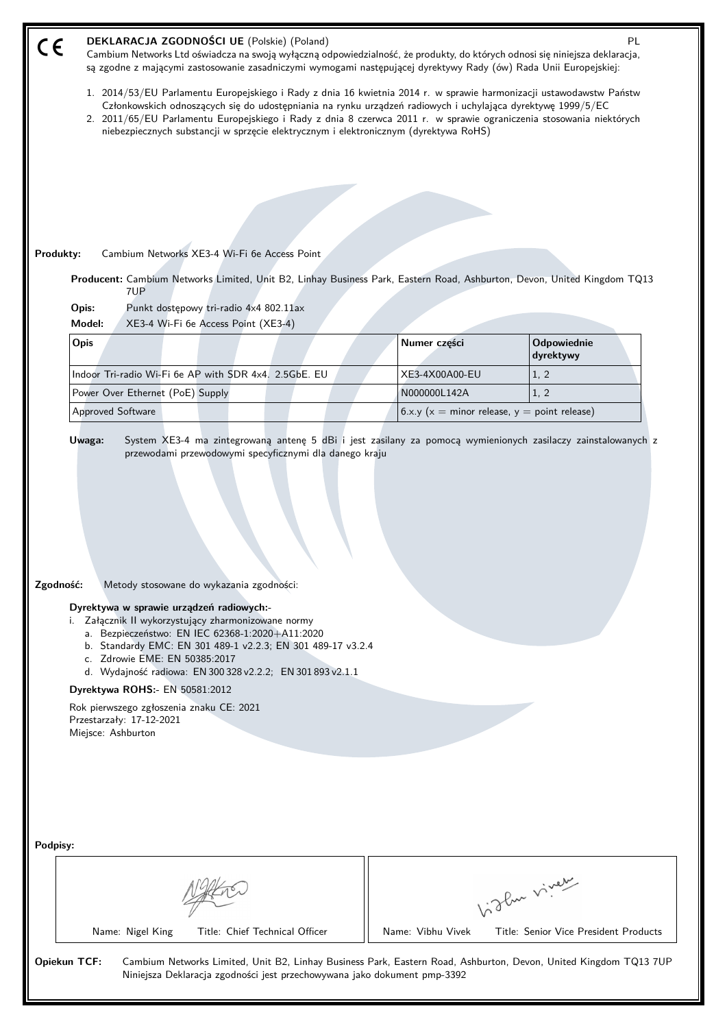CE **DEKLARACJA ZGODNOŚCI UE** (Polskie) (Poland) PL

Cambium Networks Ltd oświadcza na swoją wyłączną odpowiedzialność, że produkty, do których odnosi się niniejsza deklaracja, są zgodne z mającymi zastosowanie zasadniczymi wymogami następującej dyrektywy Rady (ów) Rada Unii Europejskiej:

1. 2014/53/EU Parlamentu Europejskiego i Rady z dnia 16 kwietnia 2014 r. w sprawie harmonizacji ustawodawstw Państw Członkowskich odnoszących się do udostępniania na rynku urządzeń radiowych i uchylająca dyrektywę 1999/5/EC
2. 2011/65/EU Parlamentu Europejskiego i Rady z dnia 8 czerwca 2011 r. w sprawie ograniczenia stosowania niektórych niebezpiecznych substancji w sprzęcie elektrycznym i elektronicznym (dyrektywa RoHS)

**Produkty:** Cambium Networks XE3-4 Wi-Fi 6e Access Point

**Producent:** Cambium Networks Limited, Unit B2, Linhay Business Park, Eastern Road, Ashburton, Devon, United Kingdom TQ13 7UP

**Opis:** Punkt dostępowy tri-radio 4x4 802.11ax

**Model:** XE3-4 Wi-Fi 6e Access Point (XE3-4)

| Opis | Numer części | Odpowiednie dyrektywy |
|---|---|---|
| Indoor Tri-radio Wi-Fi 6e AP with SDR 4x4. 2.5GbE. EU | XE3-4X00A00-EU | 1, 2 |
| Power Over Ethernet (PoE) Supply | N000000L142A | 1, 2 |
| Approved Software | 6.x.y (x = minor release, y = point release) | |

**Uwaga:** System XE3-4 ma zintegrowaną antenę 5 dBi i jest zasilany za pomocą wymienionych zasilaczy zainstalowanych z przewodami przewodowymi specyficznymi dla danego kraju

**Zgodność:** Metody stosowane do wykazania zgodności:

**Dyrektywa w sprawie urządzeń radiowych:-**

i. Załącznik II wykorzystujący zharmonizowane normy
   a. Bezpieczeństwo: EN IEC 62368-1:2020+A11:2020
   b. Standardy EMC: EN 301 489-1 v2.2.3; EN 301 489-17 v3.2.4
   c. Zdrowie EME: EN 50385:2017
   d. Wydajność radiowa: EN 300 328 v2.2.2; EN 301 893 v2.1.1

**Dyrektywa ROHS:-** EN 50581:2012

Rok pierwszego zgłoszenia znaku CE: 2021
Przestarzały: 17-12-2021
Miejsce: Ashburton

**Podpisy:**

| Name: Nigel King Title: Chief Technical Officer | Name: Vibhu Vivek Title: Senior Vice President Products |
|---|---|

**Opiekun TCF:** Cambium Networks Limited, Unit B2, Linhay Business Park, Eastern Road, Ashburton, Devon, United Kingdom TQ13 7UP
Niniejsza Deklaracja zgodności jest przechowywana jako dokument pmp-3392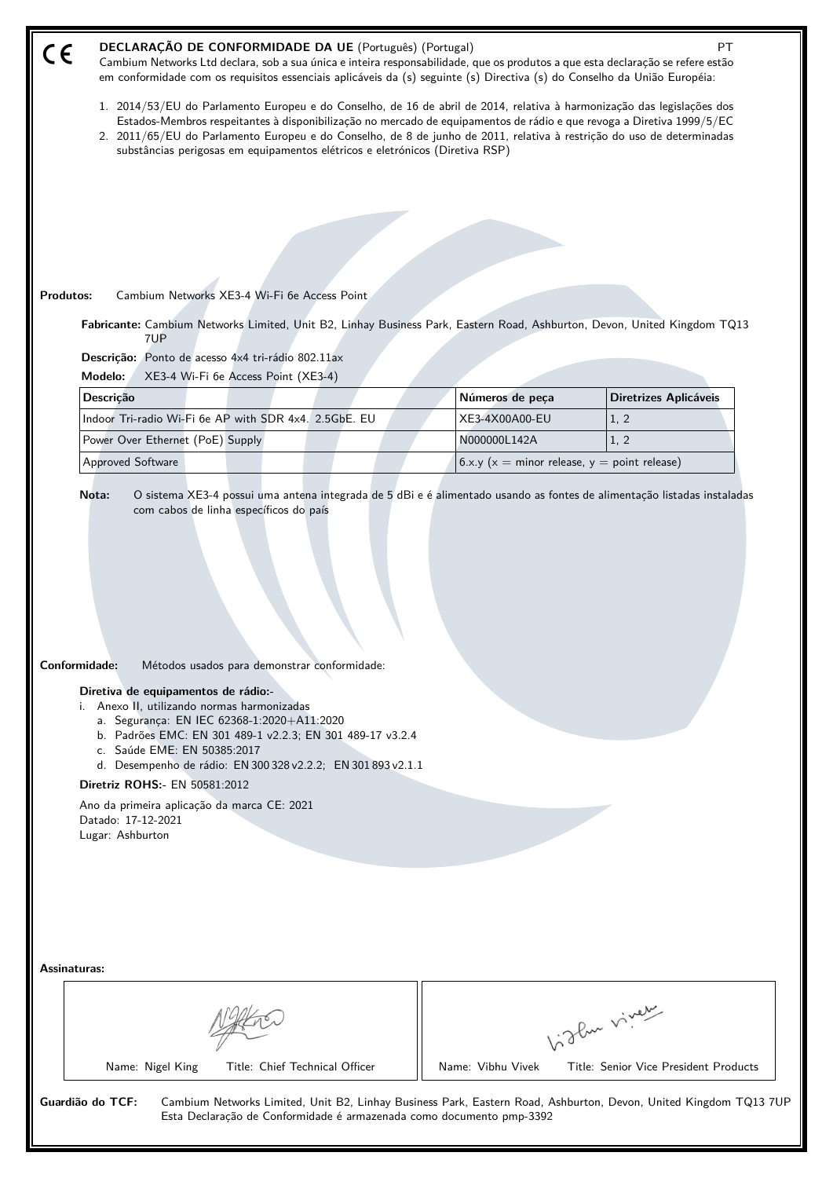# CE DECLARAÇÃO DE CONFORMIDADE DA UE (Português) (Portugal)

PT

Cambium Networks Ltd declara, sob a sua única e inteira responsabilidade, que os produtos a que esta declaração se refere estão em conformidade com os requisitos essenciais aplicáveis da (s) seguinte (s) Directiva (s) do Conselho da União Européia:

1. 2014/53/EU do Parlamento Europeu e do Conselho, de 16 de abril de 2014, relativa à harmonização das legislações dos Estados-Membros respeitantes à disponibilização no mercado de equipamentos de rádio e que revoga a Diretiva 1999/5/EC
2. 2011/65/EU do Parlamento Europeu e do Conselho, de 8 de junho de 2011, relativa à restrição do uso de determinadas substâncias perigosas em equipamentos elétricos e eletrónicos (Diretiva RSP)

**Produtos:** Cambium Networks XE3-4 Wi-Fi 6e Access Point

**Fabricante:** Cambium Networks Limited, Unit B2, Linhay Business Park, Eastern Road, Ashburton, Devon, United Kingdom TQ13 7UP

**Descrição:** Ponto de acesso 4x4 tri-rádio 802.11ax

**Modelo:** XE3-4 Wi-Fi 6e Access Point (XE3-4)

| Descrição | Números de peça | Diretrizes Aplicáveis |
|---|---|---|
| Indoor Tri-radio Wi-Fi 6e AP with SDR 4x4. 2.5GbE. EU | XE3-4X00A00-EU | 1, 2 |
| Power Over Ethernet (PoE) Supply | N000000L142A | 1, 2 |
| Approved Software | 6.x.y (x = minor release, y = point release) | |

**Nota:** O sistema XE3-4 possui uma antena integrada de 5 dBi e é alimentado usando as fontes de alimentação listadas instaladas com cabos de linha específicos do país

**Conformidade:** Métodos usados para demonstrar conformidade:

**Diretiva de equipamentos de rádio:-**

i. Anexo II, utilizando normas harmonizadas
   a. Segurança: EN IEC 62368-1:2020+A11:2020
   b. Padrões EMC: EN 301 489-1 v2.2.3; EN 301 489-17 v3.2.4
   c. Saúde EME: EN 50385:2017
   d. Desempenho de rádio: EN 300 328 v2.2.2; EN 301 893 v2.1.1

**Diretriz ROHS:-** EN 50581:2012

Ano da primeira aplicação da marca CE: 2021
Datado: 17-12-2021
Lugar: Ashburton

**Assinaturas:**

| Name: Nigel King Title: Chief Technical Officer | Name: Vibhu Vivek Title: Senior Vice President Products |
|---|---|

**Guardião do TCF:** Cambium Networks Limited, Unit B2, Linhay Business Park, Eastern Road, Ashburton, Devon, United Kingdom TQ13 7UP
Esta Declaração de Conformidade é armazenada como documento pmp-3392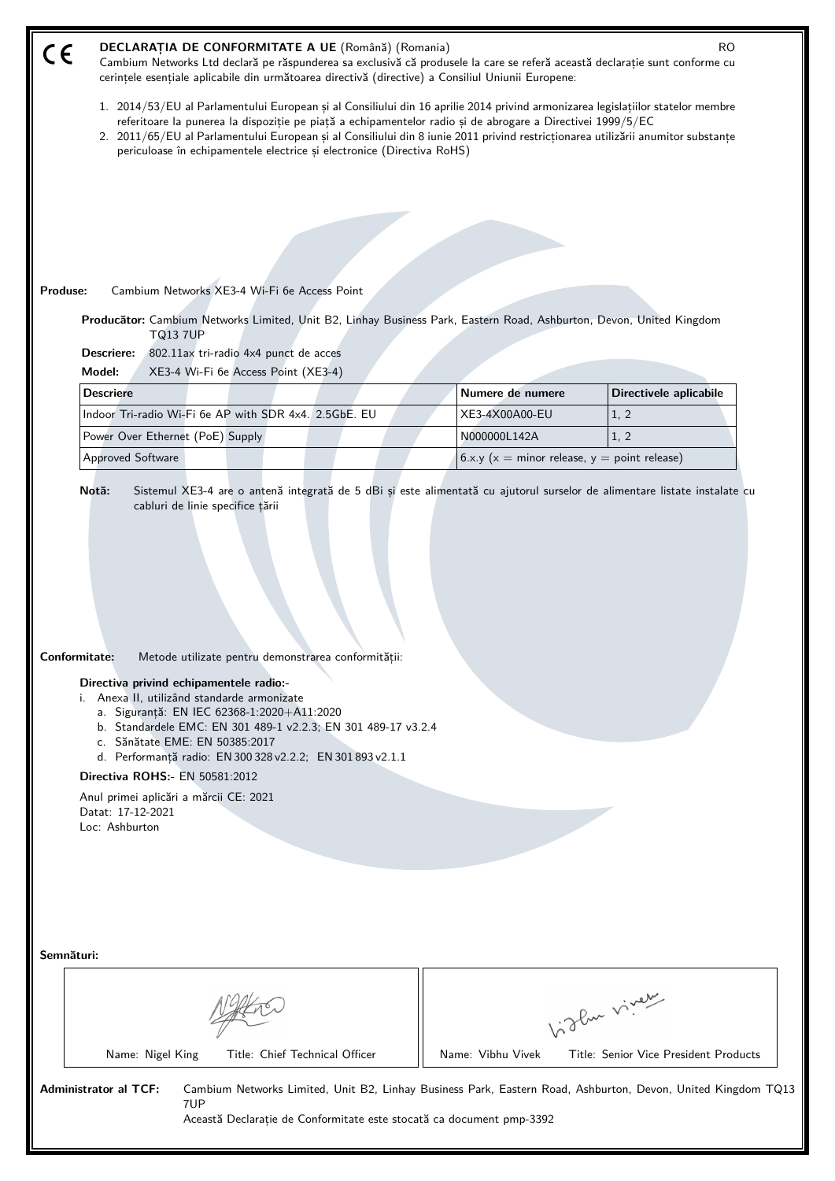CE

# DECLARAȚIA DE CONFORMITATE A UE (Română) (Romania)

RO

Cambium Networks Ltd declară pe răspunderea sa exclusivă că produsele la care se referă această declarație sunt conforme cu cerințele esențiale aplicabile din următoarea directivă (directive) a Consiliul Uniunii Europene:

1. 2014/53/EU al Parlamentului European și al Consiliului din 16 aprilie 2014 privind armonizarea legislațiilor statelor membre referitoare la punerea la dispoziție pe piață a echipamentelor radio și de abrogare a Directivei 1999/5/EC
2. 2011/65/EU al Parlamentului European și al Consiliului din 8 iunie 2011 privind restricționarea utilizării anumitor substanțe periculoase în echipamentele electrice și electronice (Directiva RoHS)

**Produse:** Cambium Networks XE3-4 Wi-Fi 6e Access Point

**Producător:** Cambium Networks Limited, Unit B2, Linhay Business Park, Eastern Road, Ashburton, Devon, United Kingdom TQ13 7UP

**Descriere:** 802.11ax tri-radio 4x4 punct de acces

**Model:** XE3-4 Wi-Fi 6e Access Point (XE3-4)

| Descriere | Numere de numere | Directivele aplicabile |
|---|---|---|
| Indoor Tri-radio Wi-Fi 6e AP with SDR 4x4. 2.5GbE. EU | XE3-4X00A00-EU | 1, 2 |
| Power Over Ethernet (PoE) Supply | N000000L142A | 1, 2 |
| Approved Software | 6.x.y (x = minor release, y = point release) | |

**Notă:** Sistemul XE3-4 are o antenă integrată de 5 dBi și este alimentată cu ajutorul surselor de alimentare listate instalate cu cabluri de linie specifice țării

**Conformitate:** Metode utilizate pentru demonstrarea conformității:

**Directiva privind echipamentele radio:-**

i. Anexa II, utilizând standarde armonizate
  a. Siguranță: EN IEC 62368-1:2020+A11:2020
  b. Standardele EMC: EN 301 489-1 v2.2.3; EN 301 489-17 v3.2.4
  c. Sănătate EME: EN 50385:2017
  d. Performanță radio: EN 300 328 v2.2.2; EN 301 893 v2.1.1

**Directiva ROHS:-** EN 50581:2012

Anul primei aplicări a mărcii CE: 2021
Datat: 17-12-2021
Loc: Ashburton

**Semnături:**

| Name: Nigel King Title: Chief Technical Officer | Name: Vibhu Vivek Title: Senior Vice President Products |
|---|---|

**Administrator al TCF:** Cambium Networks Limited, Unit B2, Linhay Business Park, Eastern Road, Ashburton, Devon, United Kingdom TQ13 7UP

Această Declarație de Conformitate este stocată ca document pmp-3392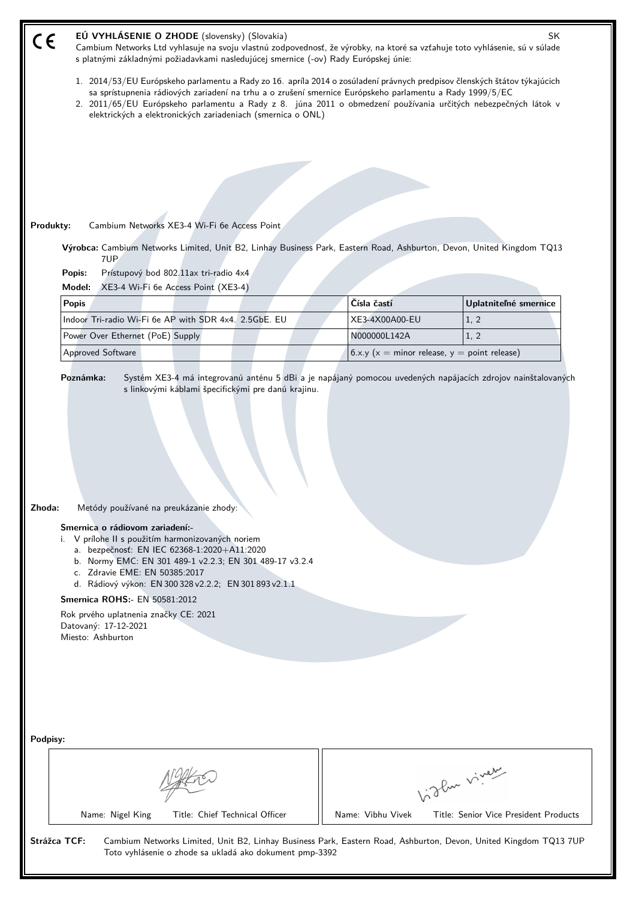CE **EÚ VYHLÁSENIE O ZHODE** (slovensky) (Slovakia) SK

Cambium Networks Ltd vyhlasuje na svoju vlastnú zodpovednosť, že výrobky, na ktoré sa vzťahuje toto vyhlásenie, sú v súlade s platnými základnými požiadavkami nasledujúcej smernice (-ov) Rady Európskej únie:

1. 2014/53/EU Európskeho parlamentu a Rady zo 16. apríla 2014 o zosúladení právnych predpisov členských štátov týkajúcich sa sprístupnenia rádiových zariadení na trhu a o zrušení smernice Európskeho parlamentu a Rady 1999/5/EC
2. 2011/65/EU Európskeho parlamentu a Rady z 8. júna 2011 o obmedzení používania určitých nebezpečných látok v elektrických a elektronických zariadeniach (smernica o ONL)

**Produkty:** Cambium Networks XE3-4 Wi-Fi 6e Access Point

**Výrobca:** Cambium Networks Limited, Unit B2, Linhay Business Park, Eastern Road, Ashburton, Devon, United Kingdom TQ13 7UP

**Popis:** Prístupový bod 802.11ax tri-radio 4x4

**Model:** XE3-4 Wi-Fi 6e Access Point (XE3-4)

| Popis | Čísla častí | Uplatniteľné smernice |
|---|---|---|
| Indoor Tri-radio Wi-Fi 6e AP with SDR 4x4. 2.5GbE. EU | XE3-4X00A00-EU | 1, 2 |
| Power Over Ethernet (PoE) Supply | N000000L142A | 1, 2 |
| Approved Software | 6.x.y (x = minor release, y = point release) | |

**Poznámka:** Systém XE3-4 má integrovanú anténu 5 dBi a je napájaný pomocou uvedených napájacích zdrojov nainštalovaných s linkovými káblami špecifickými pre danú krajinu.

**Zhoda:** Metódy používané na preukázanie zhody:

**Smernica o rádiovom zariadení:-**

i. V prílohe II s použitím harmonizovaných noriem
   a. bezpečnosť: EN IEC 62368-1:2020+A11:2020
   b. Normy EMC: EN 301 489-1 v2.2.3; EN 301 489-17 v3.2.4
   c. Zdravie EME: EN 50385:2017
   d. Rádiový výkon: EN 300 328 v2.2.2; EN 301 893 v2.1.1

**Smernica ROHS:-** EN 50581:2012

Rok prvého uplatnenia značky CE: 2021
Datovaný: 17-12-2021
Miesto: Ashburton

**Podpisy:**

| Name: Nigel King Title: Chief Technical Officer | Name: Vibhu Vivek Title: Senior Vice President Products |
|---|---|

**Strážca TCF:** Cambium Networks Limited, Unit B2, Linhay Business Park, Eastern Road, Ashburton, Devon, United Kingdom TQ13 7UP
Toto vyhlásenie o zhode sa ukladá ako dokument pmp-3392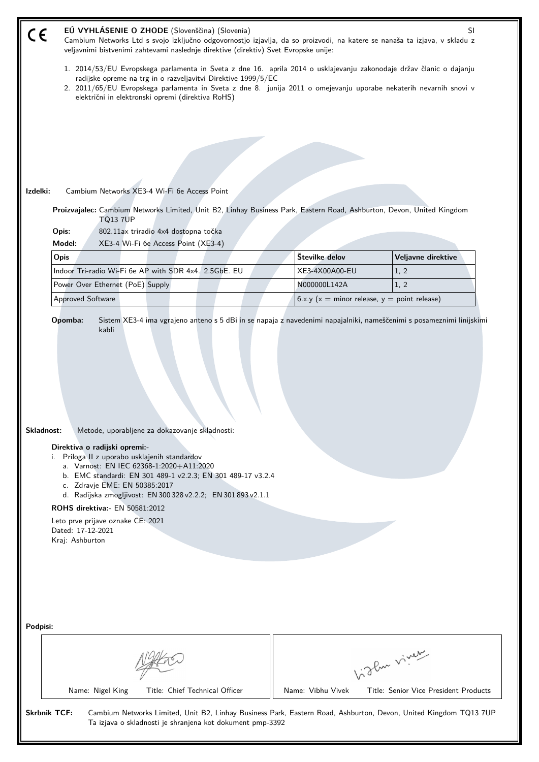CE **EÚ VYHLÁSENIE O ZHODE** (Slovenščina) (Slovenia) SI

Cambium Networks Ltd s svojo izključno odgovornostjo izjavlja, da so proizvodi, na katere se nanaša ta izjava, v skladu z veljavnimi bistvenimi zahtevami naslednje direktive (direktiv) Svet Evropske unije:

1. 2014/53/EU Evropskega parlamenta in Sveta z dne 16. aprila 2014 o usklajevanju zakonodaje držav članic o dajanju radijske opreme na trg in o razveljavitvi Direktive 1999/5/EC
2. 2011/65/EU Evropskega parlamenta in Sveta z dne 8. junija 2011 o omejevanju uporabe nekaterih nevarnih snovi v električni in elektronski opremi (direktiva RoHS)

**Izdelki:** Cambium Networks XE3-4 Wi-Fi 6e Access Point

**Proizvajalec:** Cambium Networks Limited, Unit B2, Linhay Business Park, Eastern Road, Ashburton, Devon, United Kingdom TQ13 7UP

**Opis:** 802.11ax triradio 4x4 dostopna točka

**Model:** XE3-4 Wi-Fi 6e Access Point (XE3-4)

| Opis | Številke delov | Veljavne direktive |
|---|---|---|
| Indoor Tri-radio Wi-Fi 6e AP with SDR 4x4. 2.5GbE. EU | XE3-4X00A00-EU | 1, 2 |
| Power Over Ethernet (PoE) Supply | N000000L142A | 1, 2 |
| Approved Software | 6.x.y (x = minor release, y = point release) | |

**Opomba:** Sistem XE3-4 ima vgrajeno anteno s 5 dBi in se napaja z navedenimi napajalniki, nameščenimi s posameznimi linijskimi kabli

**Skladnost:** Metode, uporabljene za dokazovanje skladnosti:

**Direktiva o radijski opremi:-**

i. Priloga II z uporabo usklajenih standardov
   a. Varnost: EN IEC 62368-1:2020+A11:2020
   b. EMC standardi: EN 301 489-1 v2.2.3; EN 301 489-17 v3.2.4
   c. Zdravje EME: EN 50385:2017
   d. Radijska zmogljivost: EN 300 328 v2.2.2; EN 301 893 v2.1.1

**ROHS direktiva:-** EN 50581:2012

Leto prve prijave oznake CE: 2021
Dated: 17-12-2021
Kraj: Ashburton

**Podpisi:**

| Name: Nigel King Title: Chief Technical Officer | Name: Vibhu Vivek Title: Senior Vice President Products |
|---|---|

**Skrbnik TCF:** Cambium Networks Limited, Unit B2, Linhay Business Park, Eastern Road, Ashburton, Devon, United Kingdom TQ13 7UP
Ta izjava o skladnosti je shranjena kot dokument pmp-3392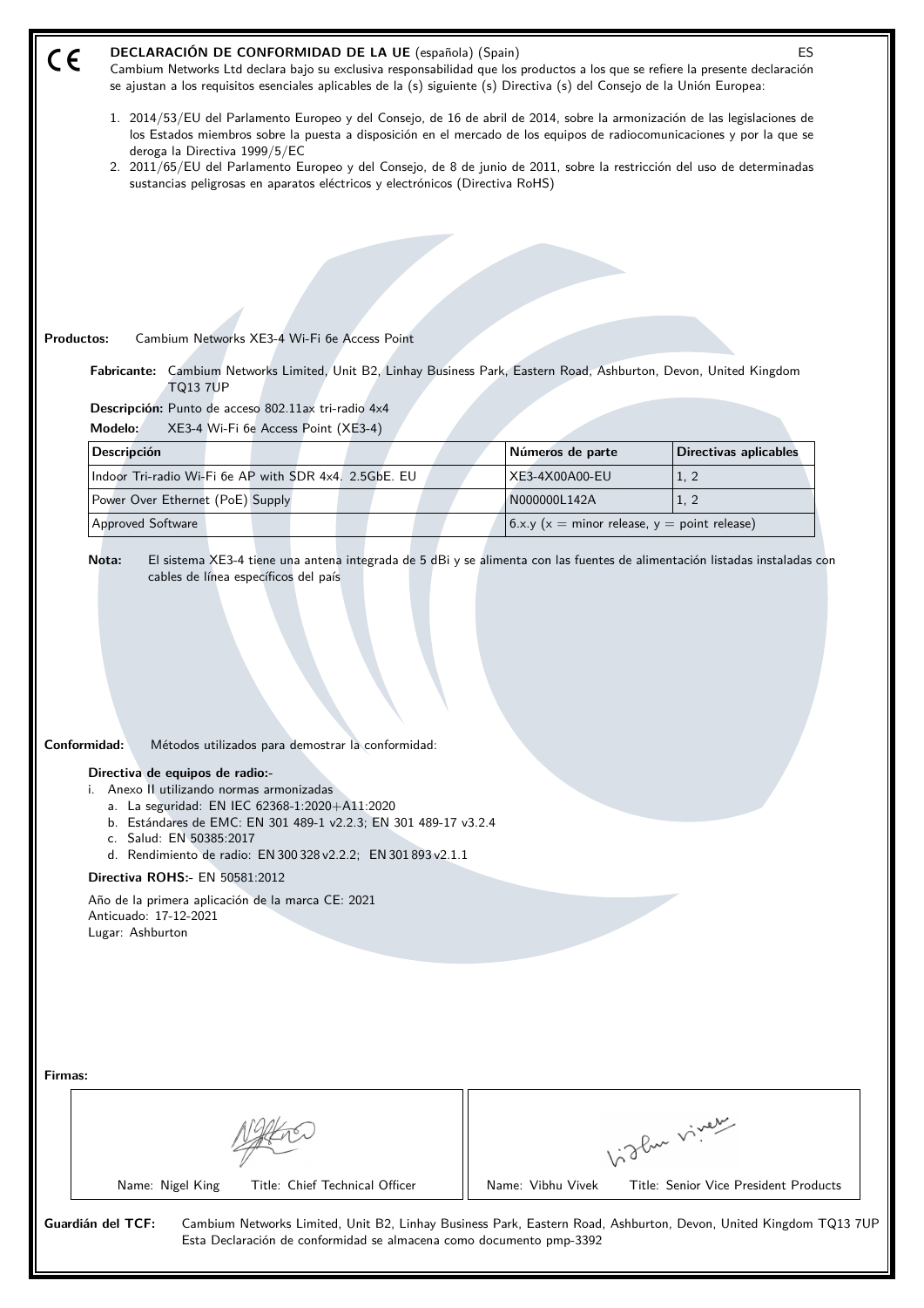CE **DECLARACIÓN DE CONFORMIDAD DE LA UE** (española) (Spain) ES

Cambium Networks Ltd declara bajo su exclusiva responsabilidad que los productos a los que se refiere la presente declaración se ajustan a los requisitos esenciales aplicables de la (s) siguiente (s) Directiva (s) del Consejo de la Unión Europea:

1. 2014/53/EU del Parlamento Europeo y del Consejo, de 16 de abril de 2014, sobre la armonización de las legislaciones de los Estados miembros sobre la puesta a disposición en el mercado de los equipos de radiocomunicaciones y por la que se deroga la Directiva 1999/5/EC
2. 2011/65/EU del Parlamento Europeo y del Consejo, de 8 de junio de 2011, sobre la restricción del uso de determinadas sustancias peligrosas en aparatos eléctricos y electrónicos (Directiva RoHS)

**Productos:** Cambium Networks XE3-4 Wi-Fi 6e Access Point

**Fabricante:** Cambium Networks Limited, Unit B2, Linhay Business Park, Eastern Road, Ashburton, Devon, United Kingdom TQ13 7UP

**Descripción:** Punto de acceso 802.11ax tri-radio 4x4

**Modelo:** XE3-4 Wi-Fi 6e Access Point (XE3-4)

| Descripción | Números de parte | Directivas aplicables |
|---|---|---|
| Indoor Tri-radio Wi-Fi 6e AP with SDR 4x4. 2.5GbE. EU | XE3-4X00A00-EU | 1, 2 |
| Power Over Ethernet (PoE) Supply | N000000L142A | 1, 2 |
| Approved Software | 6.x.y (x = minor release, y = point release) | |

**Nota:** El sistema XE3-4 tiene una antena integrada de 5 dBi y se alimenta con las fuentes de alimentación listadas instaladas con cables de línea específicos del país

**Conformidad:** Métodos utilizados para demostrar la conformidad:

**Directiva de equipos de radio:-**

i. Anexo II utilizando normas armonizadas
   a. La seguridad: EN IEC 62368-1:2020+A11:2020
   b. Estándares de EMC: EN 301 489-1 v2.2.3; EN 301 489-17 v3.2.4
   c. Salud: EN 50385:2017
   d. Rendimiento de radio: EN 300 328 v2.2.2; EN 301 893 v2.1.1

**Directiva ROHS:-** EN 50581:2012

Año de la primera aplicación de la marca CE: 2021
Anticuado: 17-12-2021
Lugar: Ashburton

**Firmas:**

| Name: Nigel King Title: Chief Technical Officer | Name: Vibhu Vivek Title: Senior Vice President Products |
|---|---|

**Guardián del TCF:** Cambium Networks Limited, Unit B2, Linhay Business Park, Eastern Road, Ashburton, Devon, United Kingdom TQ13 7UP
Esta Declaración de conformidad se almacena como documento pmp-3392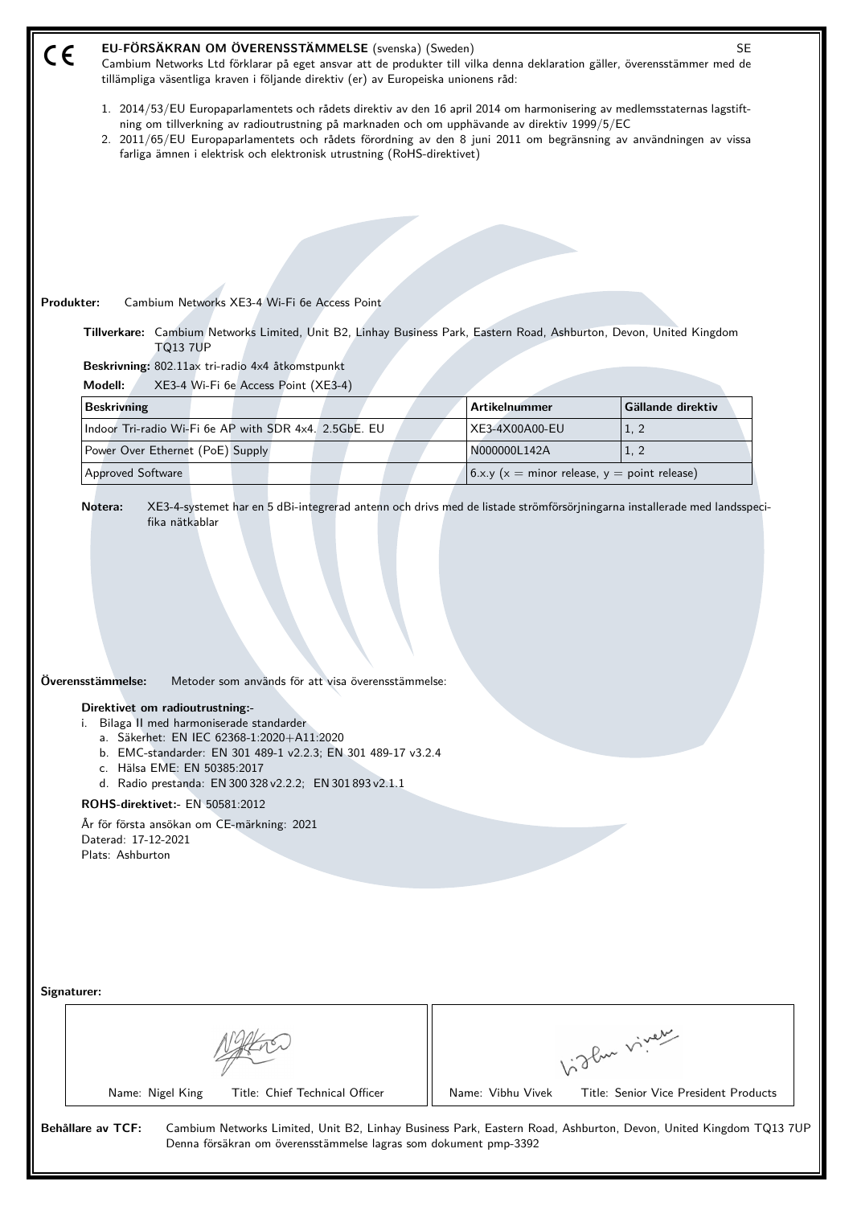CE

## EU-FÖRSÄKRAN OM ÖVERENSSTÄMMELSE (svenska) (Sweden) SE

Cambium Networks Ltd förklarar på eget ansvar att de produkter till vilka denna deklaration gäller, överensstämmer med de tillämpliga väsentliga kraven i följande direktiv (er) av Europeiska unionens råd:

1. 2014/53/EU Europaparlamentets och rådets direktiv av den 16 april 2014 om harmonisering av medlemsstaternas lagstiftning om tillverkning av radioutrustning på marknaden och om upphävande av direktiv 1999/5/EC
2. 2011/65/EU Europaparlamentets och rådets förordning av den 8 juni 2011 om begränsning av användningen av vissa farliga ämnen i elektrisk och elektronisk utrustning (RoHS-direktivet)

**Produkter:** Cambium Networks XE3-4 Wi-Fi 6e Access Point

**Tillverkare:** Cambium Networks Limited, Unit B2, Linhay Business Park, Eastern Road, Ashburton, Devon, United Kingdom TQ13 7UP

**Beskrivning:** 802.11ax tri-radio 4x4 åtkomstpunkt

**Modell:** XE3-4 Wi-Fi 6e Access Point (XE3-4)

| Beskrivning | Artikelnummer | Gällande direktiv |
|---|---|---|
| Indoor Tri-radio Wi-Fi 6e AP with SDR 4x4. 2.5GbE. EU | XE3-4X00A00-EU | 1, 2 |
| Power Over Ethernet (PoE) Supply | N000000L142A | 1, 2 |
| Approved Software | 6.x.y (x = minor release, y = point release) | |

**Notera:** XE3-4-systemet har en 5 dBi-integrerad antenn och drivs med de listade strömförsörjningarna installerade med landsspecifika nätkablar

**Överensstämmelse:** Metoder som används för att visa överensstämmelse:

**Direktivet om radioutrustning:-**

i. Bilaga II med harmoniserade standarder
   a. Säkerhet: EN IEC 62368-1:2020+A11:2020
   b. EMC-standarder: EN 301 489-1 v2.2.3; EN 301 489-17 v3.2.4
   c. Hälsa EME: EN 50385:2017
   d. Radio prestanda: EN 300 328 v2.2.2; EN 301 893 v2.1.1

**ROHS-direktivet:-** EN 50581:2012

År för första ansökan om CE-märkning: 2021
Daterad: 17-12-2021
Plats: Ashburton

**Signaturer:**

| | |
|---|---|
| Name: Nigel King Title: Chief Technical Officer | Name: Vibhu Vivek Title: Senior Vice President Products |

**Behållare av TCF:** Cambium Networks Limited, Unit B2, Linhay Business Park, Eastern Road, Ashburton, Devon, United Kingdom TQ13 7UP
Denna försäkran om överensstämmelse lagras som dokument pmp-3392